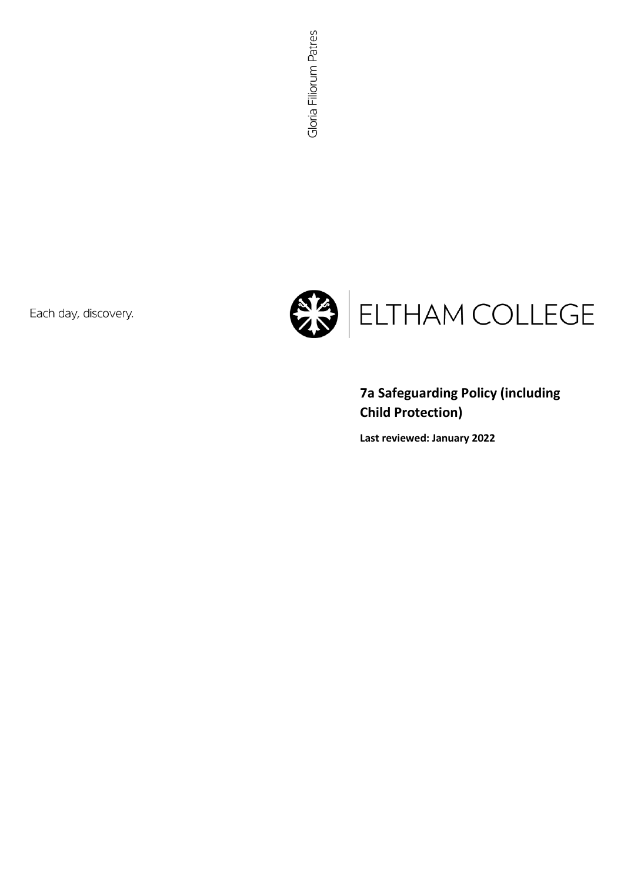Gloria Filiorum Patres

Each day, discovery.

ELTHAM COLLEGE

# 7a Safeguarding Policy (including Child Protection)

**Last reviewed: January 2022**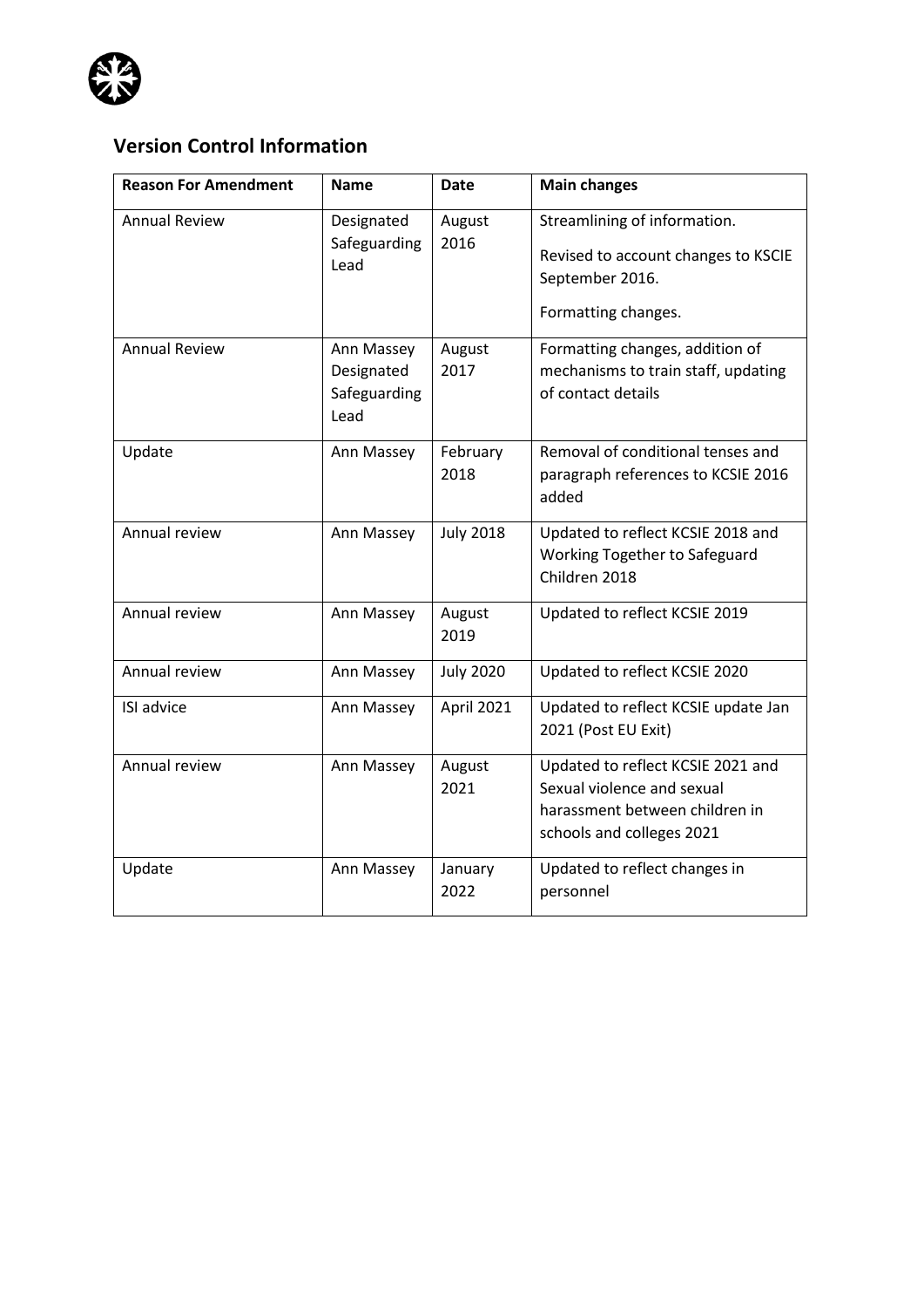## Version Control Information

| Reason For Amendment | Name | Date | Main changes |
|---|---|---|---|
| Annual Review | Designated Safeguarding Lead | August 2016 | Streamlining of information.<br>Revised to account changes to KSCIE September 2016.<br>Formatting changes. |
| Annual Review | Ann Massey Designated Safeguarding Lead | August 2017 | Formatting changes, addition of mechanisms to train staff, updating of contact details |
| Update | Ann Massey | February 2018 | Removal of conditional tenses and paragraph references to KCSIE 2016 added |
| Annual review | Ann Massey | July 2018 | Updated to reflect KCSIE 2018 and Working Together to Safeguard Children 2018 |
| Annual review | Ann Massey | August 2019 | Updated to reflect KCSIE 2019 |
| Annual review | Ann Massey | July 2020 | Updated to reflect KCSIE 2020 |
| ISI advice | Ann Massey | April 2021 | Updated to reflect KCSIE update Jan 2021 (Post EU Exit) |
| Annual review | Ann Massey | August 2021 | Updated to reflect KCSIE 2021 and Sexual violence and sexual harassment between children in schools and colleges 2021 |
| Update | Ann Massey | January 2022 | Updated to reflect changes in personnel |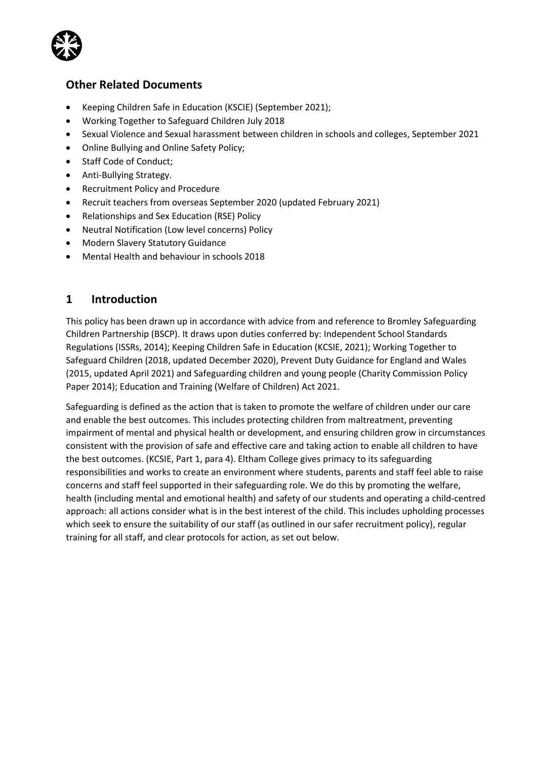## Other Related Documents

- Keeping Children Safe in Education (KSCIE) (September 2021);
- Working Together to Safeguard Children July 2018
- Sexual Violence and Sexual harassment between children in schools and colleges, September 2021
- Online Bullying and Online Safety Policy;
- Staff Code of Conduct;
- Anti-Bullying Strategy.
- Recruitment Policy and Procedure
- Recruit teachers from overseas September 2020 (updated February 2021)
- Relationships and Sex Education (RSE) Policy
- Neutral Notification (Low level concerns) Policy
- Modern Slavery Statutory Guidance
- Mental Health and behaviour in schools 2018

## 1 Introduction

This policy has been drawn up in accordance with advice from and reference to Bromley Safeguarding Children Partnership (BSCP). It draws upon duties conferred by: Independent School Standards Regulations (ISSRs, 2014); Keeping Children Safe in Education (KCSIE, 2021); Working Together to Safeguard Children (2018, updated December 2020), Prevent Duty Guidance for England and Wales (2015, updated April 2021) and Safeguarding children and young people (Charity Commission Policy Paper 2014); Education and Training (Welfare of Children) Act 2021.

Safeguarding is defined as the action that is taken to promote the welfare of children under our care and enable the best outcomes. This includes protecting children from maltreatment, preventing impairment of mental and physical health or development, and ensuring children grow in circumstances consistent with the provision of safe and effective care and taking action to enable all children to have the best outcomes. (KCSIE, Part 1, para 4). Eltham College gives primacy to its safeguarding responsibilities and works to create an environment where students, parents and staff feel able to raise concerns and staff feel supported in their safeguarding role. We do this by promoting the welfare, health (including mental and emotional health) and safety of our students and operating a child-centred approach: all actions consider what is in the best interest of the child. This includes upholding processes which seek to ensure the suitability of our staff (as outlined in our safer recruitment policy), regular training for all staff, and clear protocols for action, as set out below.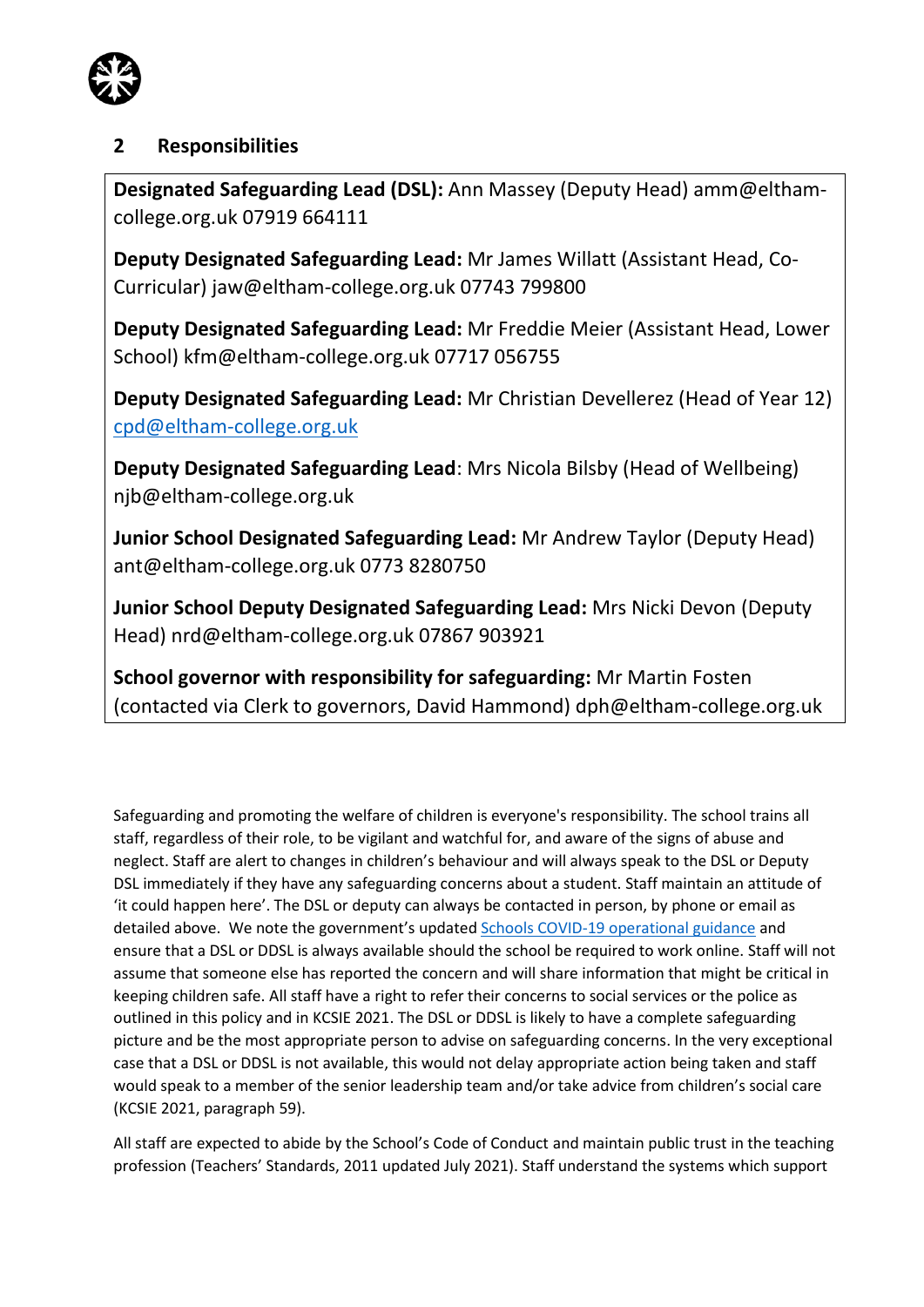## 2 Responsibilities

**Designated Safeguarding Lead (DSL):** Ann Massey (Deputy Head) amm@eltham-college.org.uk 07919 664111

**Deputy Designated Safeguarding Lead:** Mr James Willatt (Assistant Head, Co-Curricular) jaw@eltham-college.org.uk 07743 799800

**Deputy Designated Safeguarding Lead:** Mr Freddie Meier (Assistant Head, Lower School) kfm@eltham-college.org.uk 07717 056755

**Deputy Designated Safeguarding Lead:** Mr Christian Devellerez (Head of Year 12) cpd@eltham-college.org.uk

**Deputy Designated Safeguarding Lead**: Mrs Nicola Bilsby (Head of Wellbeing) njb@eltham-college.org.uk

**Junior School Designated Safeguarding Lead:** Mr Andrew Taylor (Deputy Head) ant@eltham-college.org.uk 0773 8280750

**Junior School Deputy Designated Safeguarding Lead:** Mrs Nicki Devon (Deputy Head) nrd@eltham-college.org.uk 07867 903921

**School governor with responsibility for safeguarding:** Mr Martin Fosten (contacted via Clerk to governors, David Hammond) dph@eltham-college.org.uk

Safeguarding and promoting the welfare of children is everyone's responsibility. The school trains all staff, regardless of their role, to be vigilant and watchful for, and aware of the signs of abuse and neglect. Staff are alert to changes in children's behaviour and will always speak to the DSL or Deputy DSL immediately if they have any safeguarding concerns about a student. Staff maintain an attitude of 'it could happen here'. The DSL or deputy can always be contacted in person, by phone or email as detailed above. We note the government's updated Schools COVID-19 operational guidance and ensure that a DSL or DDSL is always available should the school be required to work online. Staff will not assume that someone else has reported the concern and will share information that might be critical in keeping children safe. All staff have a right to refer their concerns to social services or the police as outlined in this policy and in KCSIE 2021. The DSL or DDSL is likely to have a complete safeguarding picture and be the most appropriate person to advise on safeguarding concerns. In the very exceptional case that a DSL or DDSL is not available, this would not delay appropriate action being taken and staff would speak to a member of the senior leadership team and/or take advice from children's social care (KCSIE 2021, paragraph 59).

All staff are expected to abide by the School's Code of Conduct and maintain public trust in the teaching profession (Teachers' Standards, 2011 updated July 2021). Staff understand the systems which support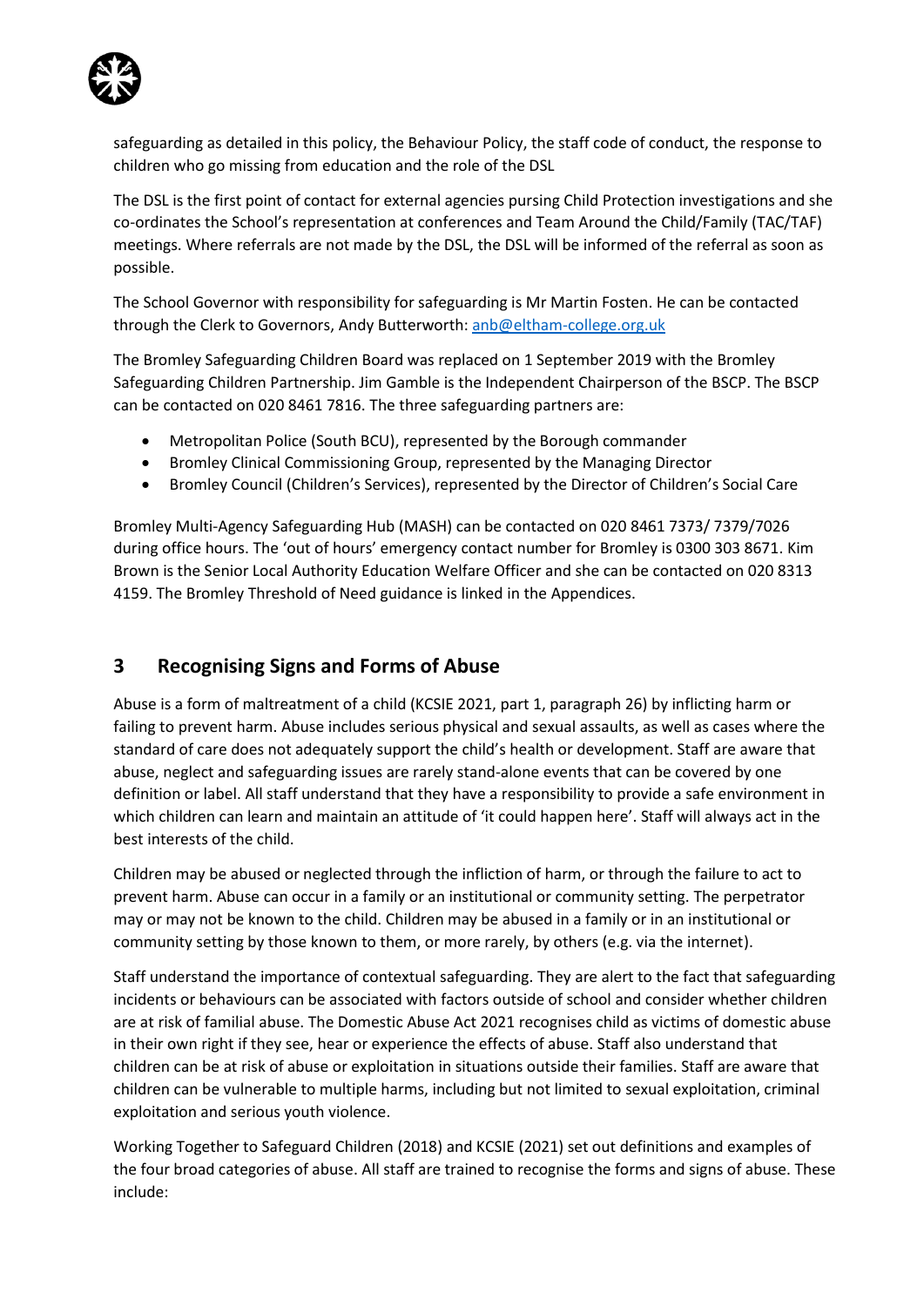safeguarding as detailed in this policy, the Behaviour Policy, the staff code of conduct, the response to children who go missing from education and the role of the DSL

The DSL is the first point of contact for external agencies pursing Child Protection investigations and she co-ordinates the School's representation at conferences and Team Around the Child/Family (TAC/TAF) meetings. Where referrals are not made by the DSL, the DSL will be informed of the referral as soon as possible.

The School Governor with responsibility for safeguarding is Mr Martin Fosten. He can be contacted through the Clerk to Governors, Andy Butterworth: anb@eltham-college.org.uk

The Bromley Safeguarding Children Board was replaced on 1 September 2019 with the Bromley Safeguarding Children Partnership. Jim Gamble is the Independent Chairperson of the BSCP. The BSCP can be contacted on 020 8461 7816. The three safeguarding partners are:

- Metropolitan Police (South BCU), represented by the Borough commander
- Bromley Clinical Commissioning Group, represented by the Managing Director
- Bromley Council (Children's Services), represented by the Director of Children's Social Care

Bromley Multi-Agency Safeguarding Hub (MASH) can be contacted on 020 8461 7373/ 7379/7026 during office hours. The 'out of hours' emergency contact number for Bromley is 0300 303 8671. Kim Brown is the Senior Local Authority Education Welfare Officer and she can be contacted on 020 8313 4159. The Bromley Threshold of Need guidance is linked in the Appendices.

## 3 Recognising Signs and Forms of Abuse

Abuse is a form of maltreatment of a child (KCSIE 2021, part 1, paragraph 26) by inflicting harm or failing to prevent harm. Abuse includes serious physical and sexual assaults, as well as cases where the standard of care does not adequately support the child's health or development. Staff are aware that abuse, neglect and safeguarding issues are rarely stand-alone events that can be covered by one definition or label. All staff understand that they have a responsibility to provide a safe environment in which children can learn and maintain an attitude of 'it could happen here'. Staff will always act in the best interests of the child.

Children may be abused or neglected through the infliction of harm, or through the failure to act to prevent harm. Abuse can occur in a family or an institutional or community setting. The perpetrator may or may not be known to the child. Children may be abused in a family or in an institutional or community setting by those known to them, or more rarely, by others (e.g. via the internet).

Staff understand the importance of contextual safeguarding. They are alert to the fact that safeguarding incidents or behaviours can be associated with factors outside of school and consider whether children are at risk of familial abuse. The Domestic Abuse Act 2021 recognises child as victims of domestic abuse in their own right if they see, hear or experience the effects of abuse. Staff also understand that children can be at risk of abuse or exploitation in situations outside their families. Staff are aware that children can be vulnerable to multiple harms, including but not limited to sexual exploitation, criminal exploitation and serious youth violence.

Working Together to Safeguard Children (2018) and KCSIE (2021) set out definitions and examples of the four broad categories of abuse. All staff are trained to recognise the forms and signs of abuse. These include: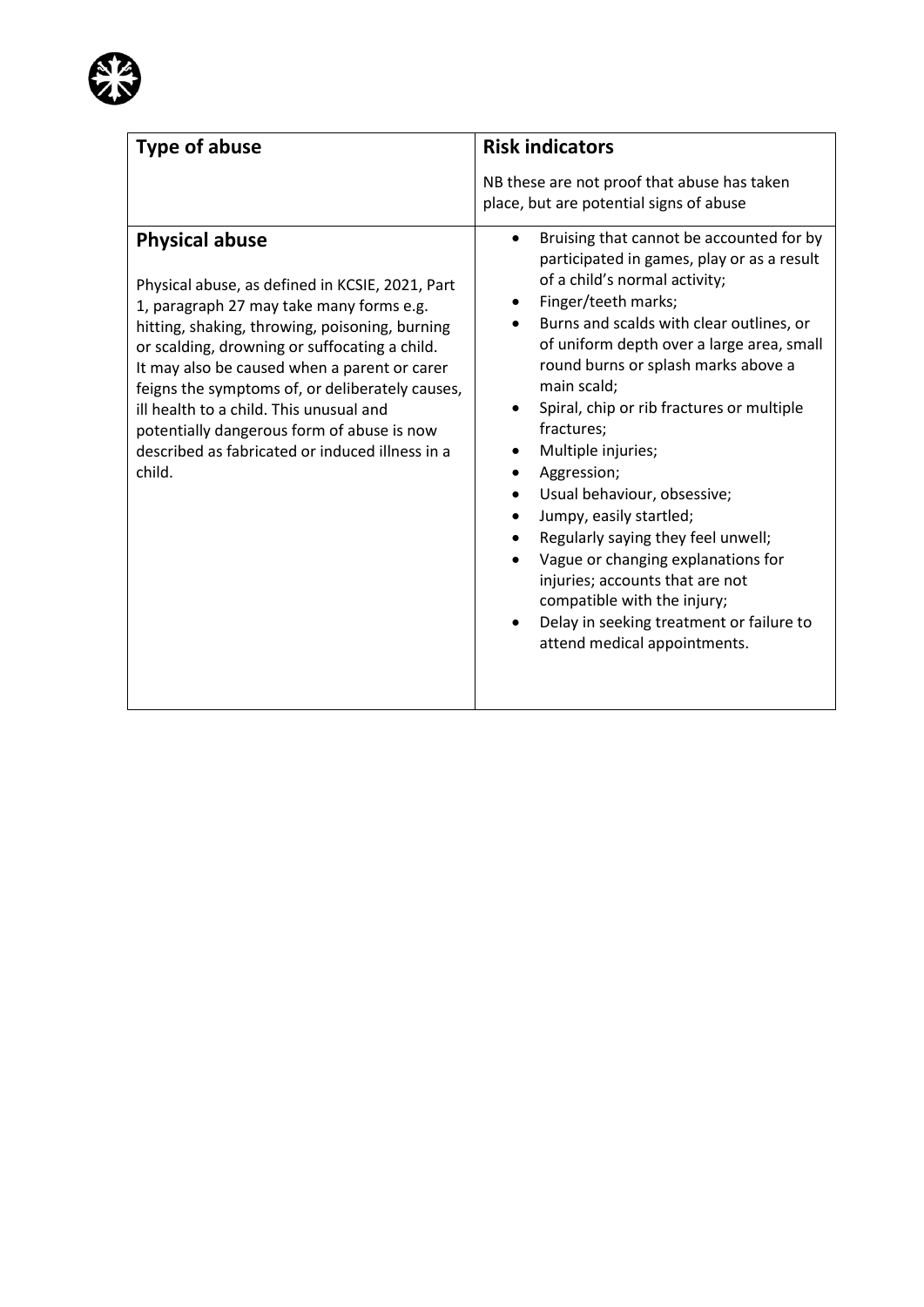| Type of abuse | Risk indicators<br><br>NB these are not proof that abuse has taken place, but are potential signs of abuse |
|---|---|
| **Physical abuse**<br><br>Physical abuse, as defined in KCSIE, 2021, Part 1, paragraph 27 may take many forms e.g. hitting, shaking, throwing, poisoning, burning or scalding, drowning or suffocating a child. It may also be caused when a parent or carer feigns the symptoms of, or deliberately causes, ill health to a child. This unusual and potentially dangerous form of abuse is now described as fabricated or induced illness in a child. | • Bruising that cannot be accounted for by participated in games, play or as a result of a child's normal activity;<br>• Finger/teeth marks;<br>• Burns and scalds with clear outlines, or of uniform depth over a large area, small round burns or splash marks above a main scald;<br>• Spiral, chip or rib fractures or multiple fractures;<br>• Multiple injuries;<br>• Aggression;<br>• Usual behaviour, obsessive;<br>• Jumpy, easily startled;<br>• Regularly saying they feel unwell;<br>• Vague or changing explanations for injuries; accounts that are not compatible with the injury;<br>• Delay in seeking treatment or failure to attend medical appointments. |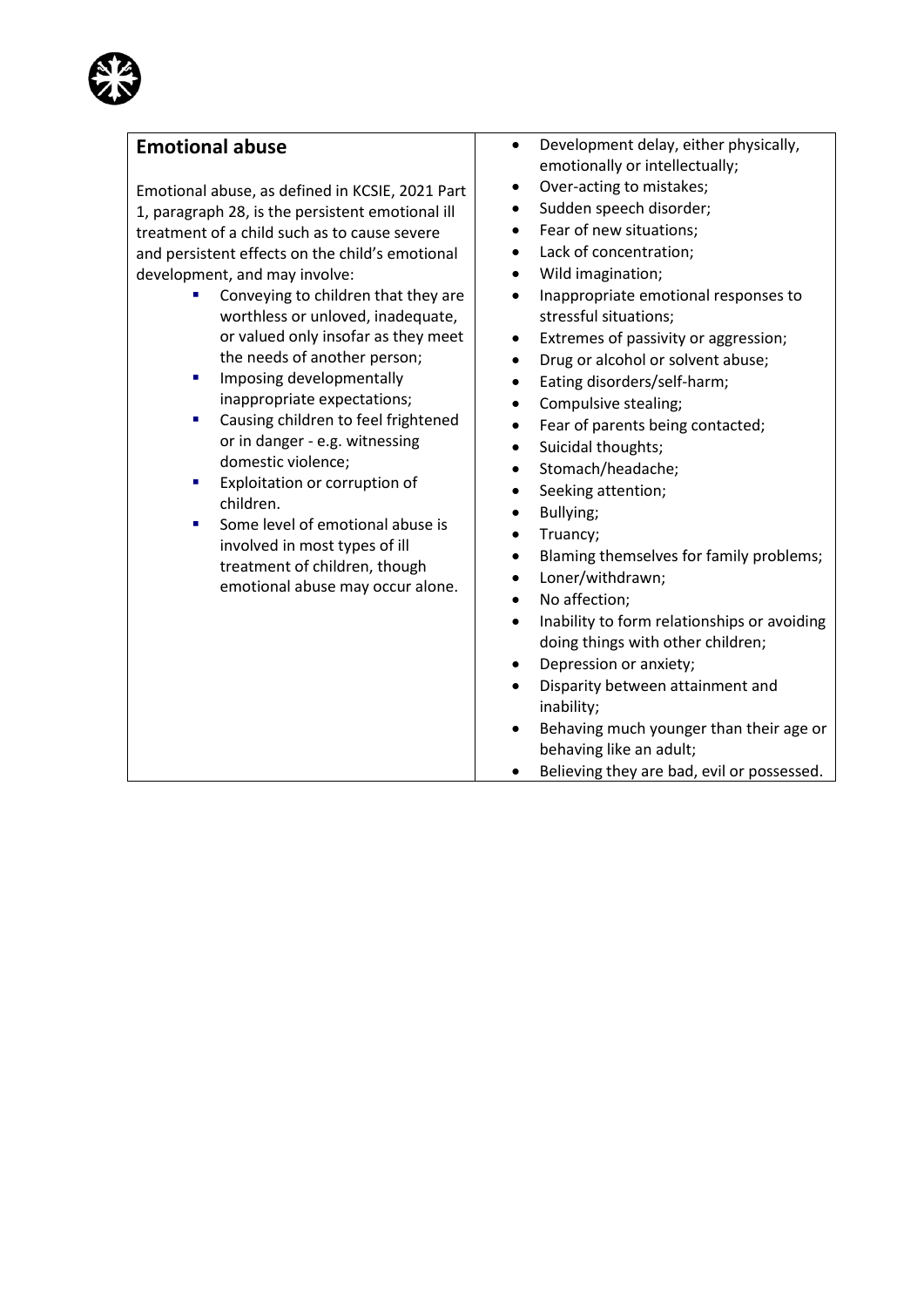## Emotional abuse

Emotional abuse, as defined in KCSIE, 2021 Part 1, paragraph 28, is the persistent emotional ill treatment of a child such as to cause severe and persistent effects on the child's emotional development, and may involve:

- Conveying to children that they are worthless or unloved, inadequate, or valued only insofar as they meet the needs of another person;
- Imposing developmentally inappropriate expectations;
- Causing children to feel frightened or in danger - e.g. witnessing domestic violence;
- Exploitation or corruption of children.
- Some level of emotional abuse is involved in most types of ill treatment of children, though emotional abuse may occur alone.

- Development delay, either physically, emotionally or intellectually;
- Over-acting to mistakes;
- Sudden speech disorder;
- Fear of new situations;
- Lack of concentration;
- Wild imagination;
- Inappropriate emotional responses to stressful situations;
- Extremes of passivity or aggression;
- Drug or alcohol or solvent abuse;
- Eating disorders/self-harm;
- Compulsive stealing;
- Fear of parents being contacted;
- Suicidal thoughts;
- Stomach/headache;
- Seeking attention;
- Bullying;
- Truancy;
- Blaming themselves for family problems;
- Loner/withdrawn;
- No affection;
- Inability to form relationships or avoiding doing things with other children;
- Depression or anxiety;
- Disparity between attainment and inability;
- Behaving much younger than their age or behaving like an adult;
- Believing they are bad, evil or possessed.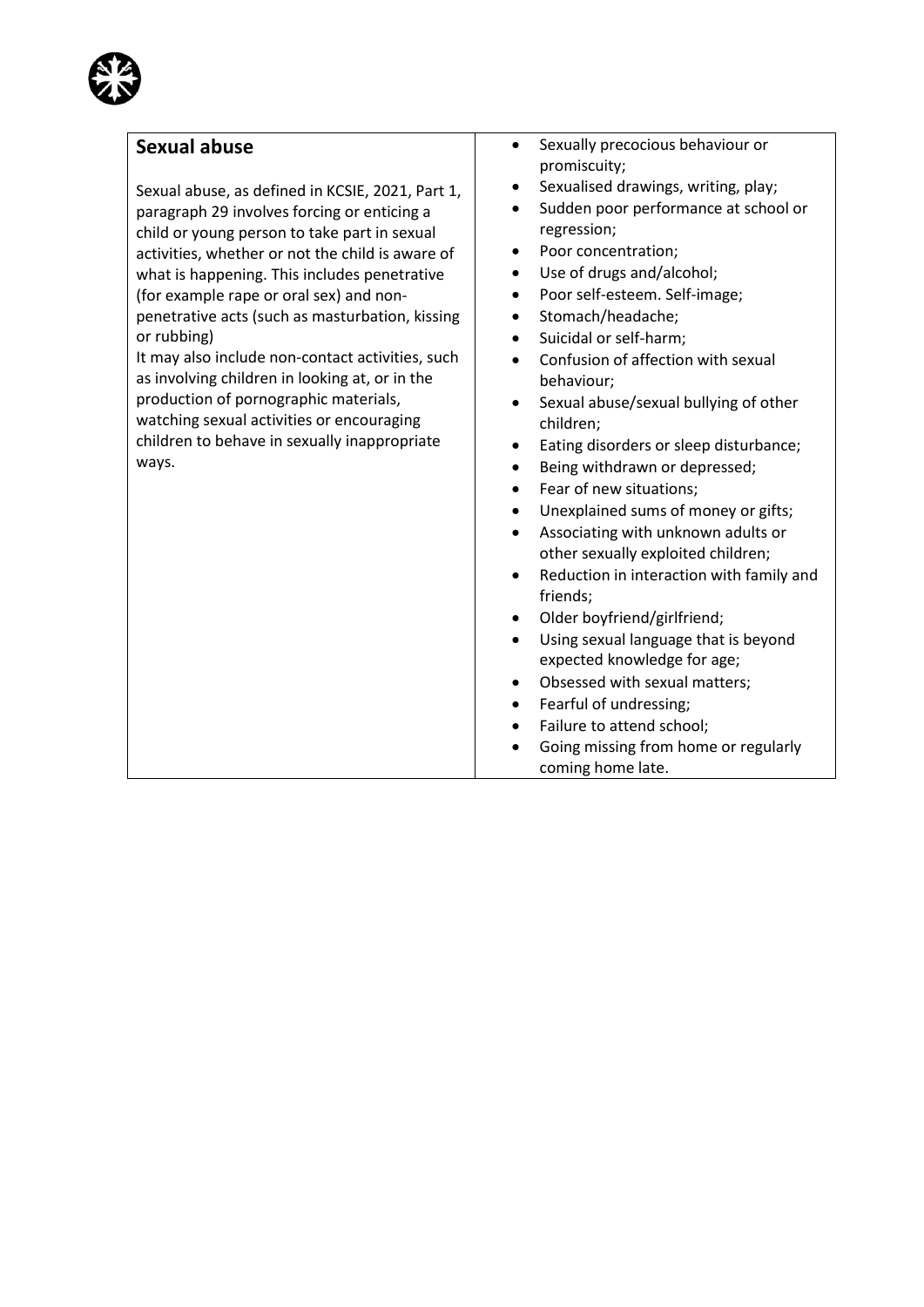| **Sexual abuse**<br><br>Sexual abuse, as defined in KCSIE, 2021, Part 1, paragraph 29 involves forcing or enticing a child or young person to take part in sexual activities, whether or not the child is aware of what is happening. This includes penetrative (for example rape or oral sex) and non-penetrative acts (such as masturbation, kissing or rubbing)<br>It may also include non-contact activities, such as involving children in looking at, or in the production of pornographic materials, watching sexual activities or encouraging children to behave in sexually inappropriate ways. | • Sexually precocious behaviour or promiscuity;<br>• Sexualised drawings, writing, play;<br>• Sudden poor performance at school or regression;<br>• Poor concentration;<br>• Use of drugs and/alcohol;<br>• Poor self-esteem. Self-image;<br>• Stomach/headache;<br>• Suicidal or self-harm;<br>• Confusion of affection with sexual behaviour;<br>• Sexual abuse/sexual bullying of other children;<br>• Eating disorders or sleep disturbance;<br>• Being withdrawn or depressed;<br>• Fear of new situations;<br>• Unexplained sums of money or gifts;<br>• Associating with unknown adults or other sexually exploited children;<br>• Reduction in interaction with family and friends;<br>• Older boyfriend/girlfriend;<br>• Using sexual language that is beyond expected knowledge for age;<br>• Obsessed with sexual matters;<br>• Fearful of undressing;<br>• Failure to attend school;<br>• Going missing from home or regularly coming home late. |
|---|---|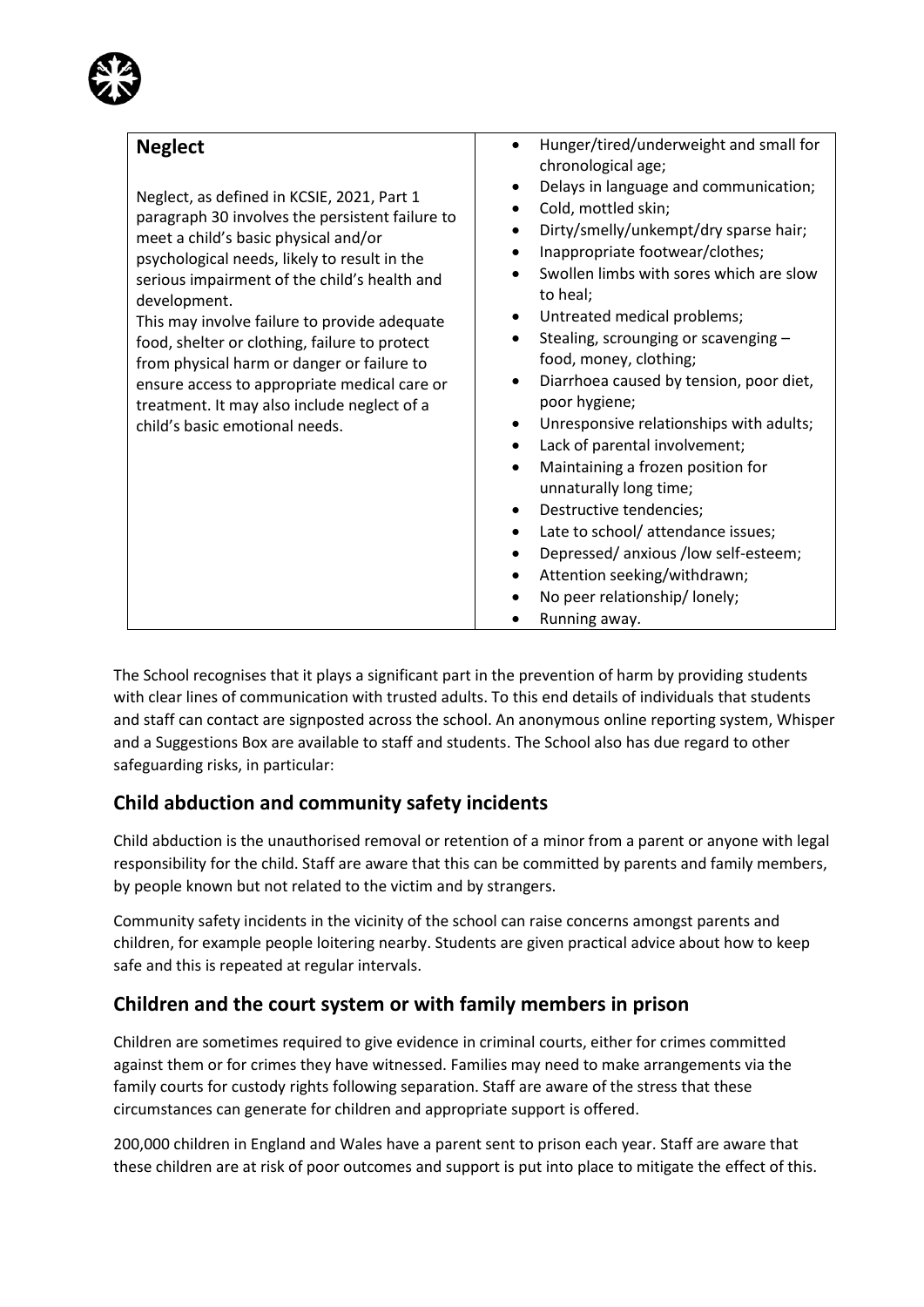| **Neglect**<br><br>Neglect, as defined in KCSIE, 2021, Part 1 paragraph 30 involves the persistent failure to meet a child's basic physical and/or psychological needs, likely to result in the serious impairment of the child's health and development.<br>This may involve failure to provide adequate food, shelter or clothing, failure to protect from physical harm or danger or failure to ensure access to appropriate medical care or treatment. It may also include neglect of a child's basic emotional needs. | • Hunger/tired/underweight and small for chronological age;<br>• Delays in language and communication;<br>• Cold, mottled skin;<br>• Dirty/smelly/unkempt/dry sparse hair;<br>• Inappropriate footwear/clothes;<br>• Swollen limbs with sores which are slow to heal;<br>• Untreated medical problems;<br>• Stealing, scrounging or scavenging – food, money, clothing;<br>• Diarrhoea caused by tension, poor diet, poor hygiene;<br>• Unresponsive relationships with adults;<br>• Lack of parental involvement;<br>• Maintaining a frozen position for unnaturally long time;<br>• Destructive tendencies;<br>• Late to school/ attendance issues;<br>• Depressed/ anxious /low self-esteem;<br>• Attention seeking/withdrawn;<br>• No peer relationship/ lonely;<br>• Running away. |
|---|---|

The School recognises that it plays a significant part in the prevention of harm by providing students with clear lines of communication with trusted adults. To this end details of individuals that students and staff can contact are signposted across the school. An anonymous online reporting system, Whisper and a Suggestions Box are available to staff and students. The School also has due regard to other safeguarding risks, in particular:

## Child abduction and community safety incidents

Child abduction is the unauthorised removal or retention of a minor from a parent or anyone with legal responsibility for the child. Staff are aware that this can be committed by parents and family members, by people known but not related to the victim and by strangers.

Community safety incidents in the vicinity of the school can raise concerns amongst parents and children, for example people loitering nearby. Students are given practical advice about how to keep safe and this is repeated at regular intervals.

## Children and the court system or with family members in prison

Children are sometimes required to give evidence in criminal courts, either for crimes committed against them or for crimes they have witnessed. Families may need to make arrangements via the family courts for custody rights following separation. Staff are aware of the stress that these circumstances can generate for children and appropriate support is offered.

200,000 children in England and Wales have a parent sent to prison each year. Staff are aware that these children are at risk of poor outcomes and support is put into place to mitigate the effect of this.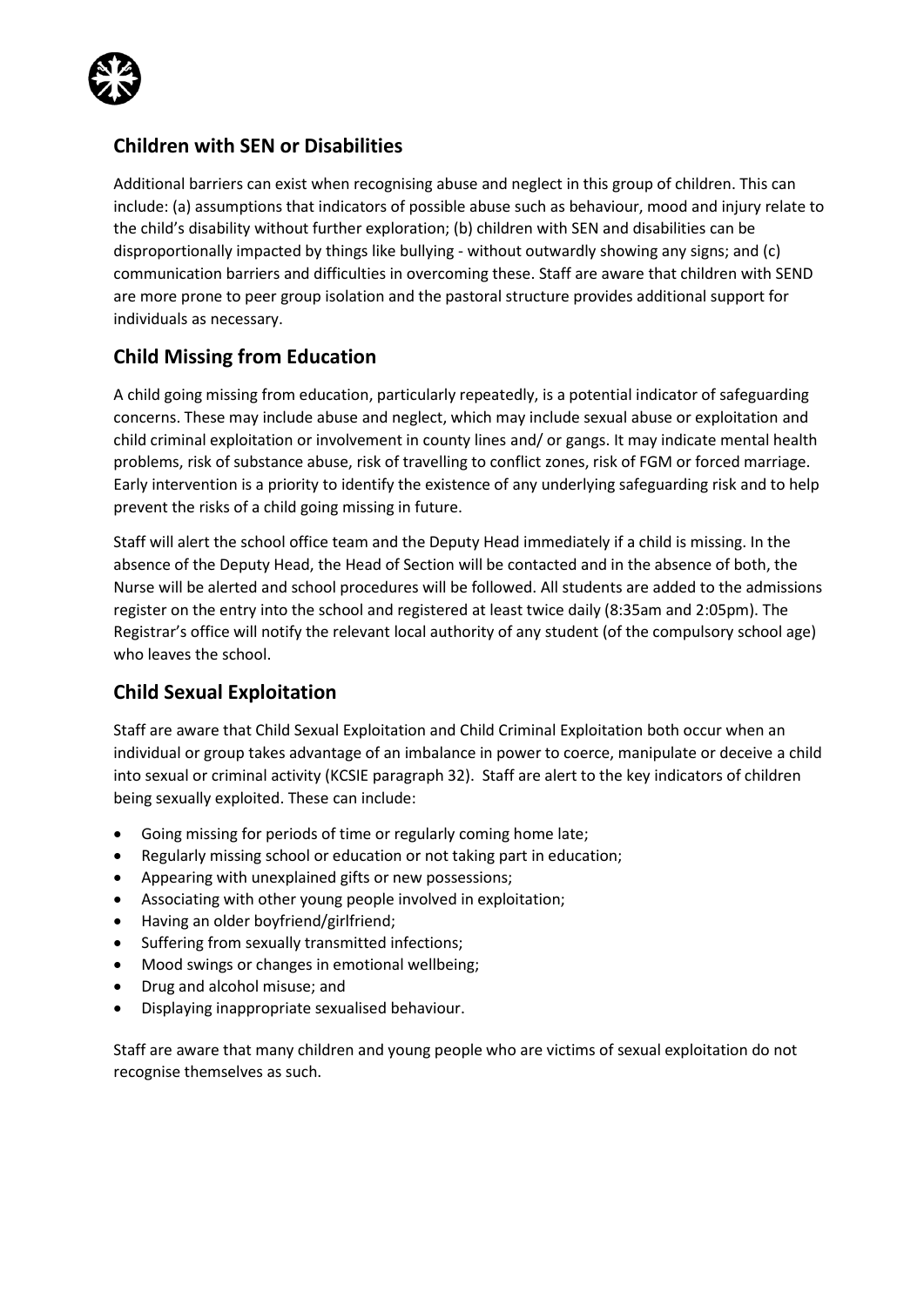## Children with SEN or Disabilities

Additional barriers can exist when recognising abuse and neglect in this group of children. This can include: (a) assumptions that indicators of possible abuse such as behaviour, mood and injury relate to the child's disability without further exploration; (b) children with SEN and disabilities can be disproportionally impacted by things like bullying - without outwardly showing any signs; and (c) communication barriers and difficulties in overcoming these. Staff are aware that children with SEND are more prone to peer group isolation and the pastoral structure provides additional support for individuals as necessary.

## Child Missing from Education

A child going missing from education, particularly repeatedly, is a potential indicator of safeguarding concerns. These may include abuse and neglect, which may include sexual abuse or exploitation and child criminal exploitation or involvement in county lines and/ or gangs. It may indicate mental health problems, risk of substance abuse, risk of travelling to conflict zones, risk of FGM or forced marriage. Early intervention is a priority to identify the existence of any underlying safeguarding risk and to help prevent the risks of a child going missing in future.

Staff will alert the school office team and the Deputy Head immediately if a child is missing. In the absence of the Deputy Head, the Head of Section will be contacted and in the absence of both, the Nurse will be alerted and school procedures will be followed. All students are added to the admissions register on the entry into the school and registered at least twice daily (8:35am and 2:05pm). The Registrar's office will notify the relevant local authority of any student (of the compulsory school age) who leaves the school.

## Child Sexual Exploitation

Staff are aware that Child Sexual Exploitation and Child Criminal Exploitation both occur when an individual or group takes advantage of an imbalance in power to coerce, manipulate or deceive a child into sexual or criminal activity (KCSIE paragraph 32). Staff are alert to the key indicators of children being sexually exploited. These can include:

- Going missing for periods of time or regularly coming home late;
- Regularly missing school or education or not taking part in education;
- Appearing with unexplained gifts or new possessions;
- Associating with other young people involved in exploitation;
- Having an older boyfriend/girlfriend;
- Suffering from sexually transmitted infections;
- Mood swings or changes in emotional wellbeing;
- Drug and alcohol misuse; and
- Displaying inappropriate sexualised behaviour.

Staff are aware that many children and young people who are victims of sexual exploitation do not recognise themselves as such.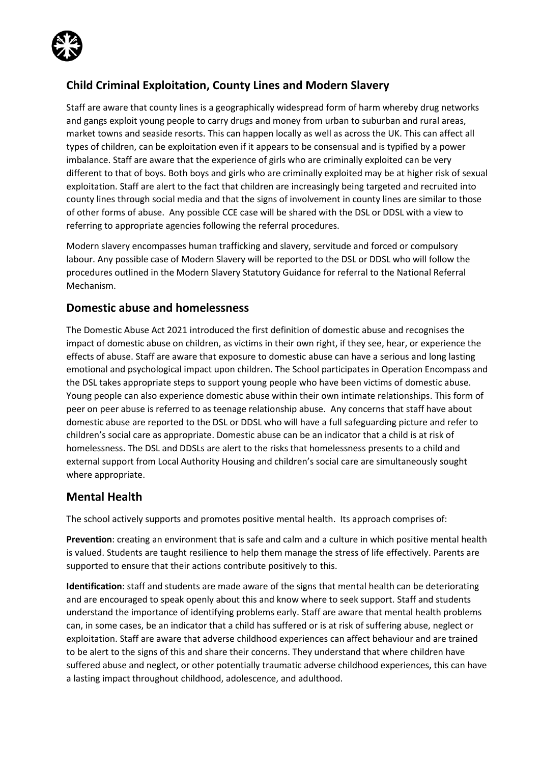## Child Criminal Exploitation, County Lines and Modern Slavery

Staff are aware that county lines is a geographically widespread form of harm whereby drug networks and gangs exploit young people to carry drugs and money from urban to suburban and rural areas, market towns and seaside resorts. This can happen locally as well as across the UK. This can affect all types of children, can be exploitation even if it appears to be consensual and is typified by a power imbalance. Staff are aware that the experience of girls who are criminally exploited can be very different to that of boys. Both boys and girls who are criminally exploited may be at higher risk of sexual exploitation. Staff are alert to the fact that children are increasingly being targeted and recruited into county lines through social media and that the signs of involvement in county lines are similar to those of other forms of abuse. Any possible CCE case will be shared with the DSL or DDSL with a view to referring to appropriate agencies following the referral procedures.

Modern slavery encompasses human trafficking and slavery, servitude and forced or compulsory labour. Any possible case of Modern Slavery will be reported to the DSL or DDSL who will follow the procedures outlined in the Modern Slavery Statutory Guidance for referral to the National Referral Mechanism.

## Domestic abuse and homelessness

The Domestic Abuse Act 2021 introduced the first definition of domestic abuse and recognises the impact of domestic abuse on children, as victims in their own right, if they see, hear, or experience the effects of abuse. Staff are aware that exposure to domestic abuse can have a serious and long lasting emotional and psychological impact upon children. The School participates in Operation Encompass and the DSL takes appropriate steps to support young people who have been victims of domestic abuse. Young people can also experience domestic abuse within their own intimate relationships. This form of peer on peer abuse is referred to as teenage relationship abuse. Any concerns that staff have about domestic abuse are reported to the DSL or DDSL who will have a full safeguarding picture and refer to children's social care as appropriate. Domestic abuse can be an indicator that a child is at risk of homelessness. The DSL and DDSLs are alert to the risks that homelessness presents to a child and external support from Local Authority Housing and children's social care are simultaneously sought where appropriate.

## Mental Health

The school actively supports and promotes positive mental health. Its approach comprises of:

**Prevention**: creating an environment that is safe and calm and a culture in which positive mental health is valued. Students are taught resilience to help them manage the stress of life effectively. Parents are supported to ensure that their actions contribute positively to this.

**Identification**: staff and students are made aware of the signs that mental health can be deteriorating and are encouraged to speak openly about this and know where to seek support. Staff and students understand the importance of identifying problems early. Staff are aware that mental health problems can, in some cases, be an indicator that a child has suffered or is at risk of suffering abuse, neglect or exploitation. Staff are aware that adverse childhood experiences can affect behaviour and are trained to be alert to the signs of this and share their concerns. They understand that where children have suffered abuse and neglect, or other potentially traumatic adverse childhood experiences, this can have a lasting impact throughout childhood, adolescence, and adulthood.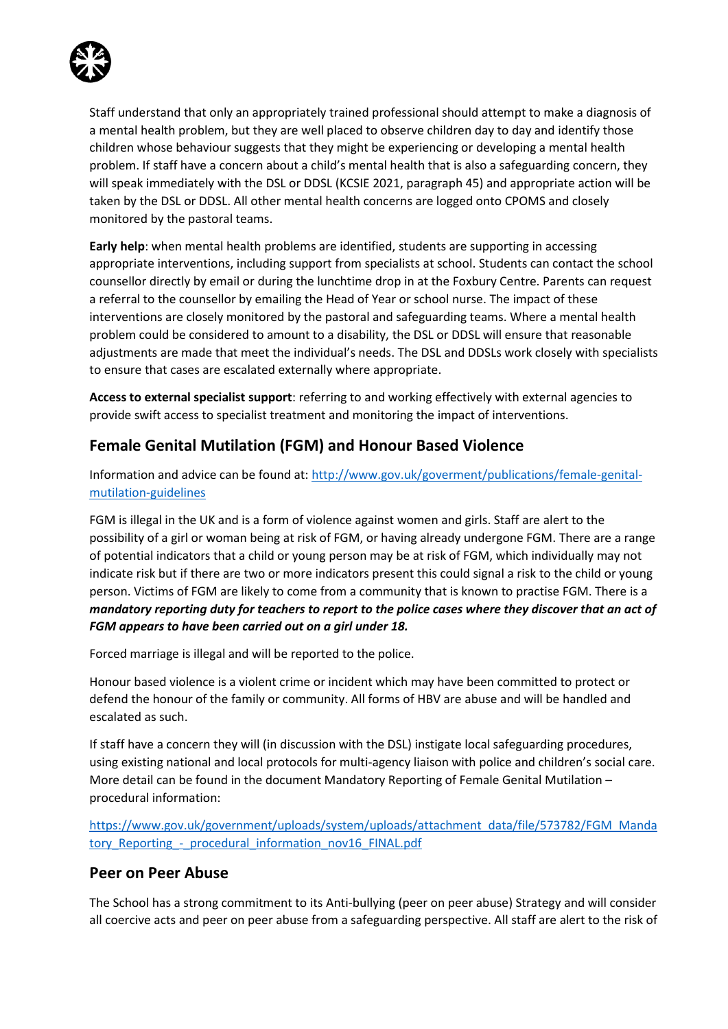Staff understand that only an appropriately trained professional should attempt to make a diagnosis of a mental health problem, but they are well placed to observe children day to day and identify those children whose behaviour suggests that they might be experiencing or developing a mental health problem. If staff have a concern about a child's mental health that is also a safeguarding concern, they will speak immediately with the DSL or DDSL (KCSIE 2021, paragraph 45) and appropriate action will be taken by the DSL or DDSL. All other mental health concerns are logged onto CPOMS and closely monitored by the pastoral teams.

**Early help**: when mental health problems are identified, students are supporting in accessing appropriate interventions, including support from specialists at school. Students can contact the school counsellor directly by email or during the lunchtime drop in at the Foxbury Centre. Parents can request a referral to the counsellor by emailing the Head of Year or school nurse. The impact of these interventions are closely monitored by the pastoral and safeguarding teams. Where a mental health problem could be considered to amount to a disability, the DSL or DDSL will ensure that reasonable adjustments are made that meet the individual's needs. The DSL and DDSLs work closely with specialists to ensure that cases are escalated externally where appropriate.

**Access to external specialist support**: referring to and working effectively with external agencies to provide swift access to specialist treatment and monitoring the impact of interventions.

## Female Genital Mutilation (FGM) and Honour Based Violence

Information and advice can be found at: [http://www.gov.uk/goverment/publications/female-genital-mutilation-guidelines](http://www.gov.uk/goverment/publications/female-genital-mutilation-guidelines)

FGM is illegal in the UK and is a form of violence against women and girls. Staff are alert to the possibility of a girl or woman being at risk of FGM, or having already undergone FGM. There are a range of potential indicators that a child or young person may be at risk of FGM, which individually may not indicate risk but if there are two or more indicators present this could signal a risk to the child or young person. Victims of FGM are likely to come from a community that is known to practise FGM. There is a ***mandatory reporting duty for teachers to report to the police cases where they discover that an act of FGM appears to have been carried out on a girl under 18.***

Forced marriage is illegal and will be reported to the police.

Honour based violence is a violent crime or incident which may have been committed to protect or defend the honour of the family or community. All forms of HBV are abuse and will be handled and escalated as such.

If staff have a concern they will (in discussion with the DSL) instigate local safeguarding procedures, using existing national and local protocols for multi-agency liaison with police and children's social care. More detail can be found in the document Mandatory Reporting of Female Genital Mutilation – procedural information:

[https://www.gov.uk/government/uploads/system/uploads/attachment_data/file/573782/FGM_Mandatory_Reporting_-_procedural_information_nov16_FINAL.pdf](https://www.gov.uk/government/uploads/system/uploads/attachment_data/file/573782/FGM_Mandatory_Reporting_-_procedural_information_nov16_FINAL.pdf)

## Peer on Peer Abuse

The School has a strong commitment to its Anti-bullying (peer on peer abuse) Strategy and will consider all coercive acts and peer on peer abuse from a safeguarding perspective. All staff are alert to the risk of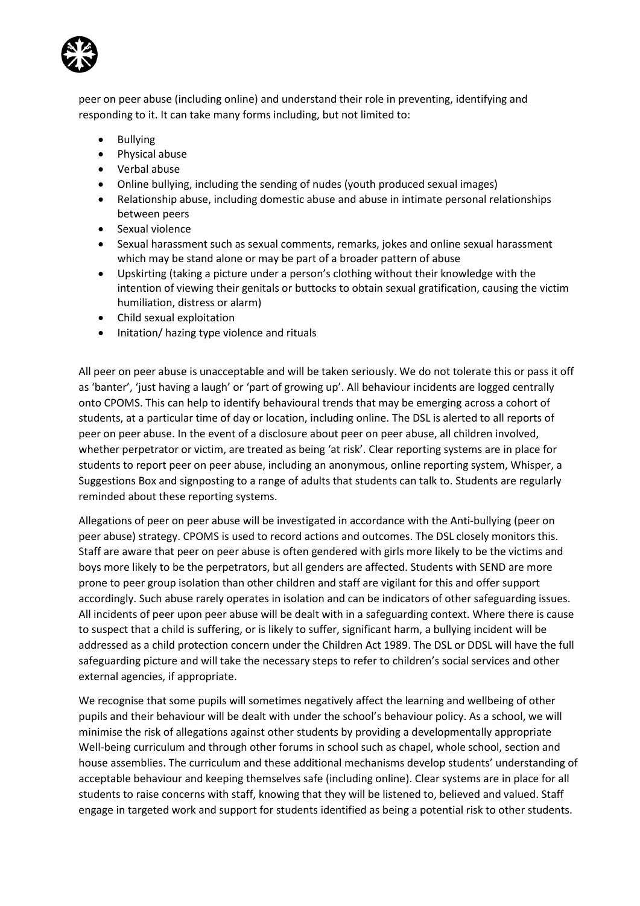peer on peer abuse (including online) and understand their role in preventing, identifying and responding to it. It can take many forms including, but not limited to:

- Bullying
- Physical abuse
- Verbal abuse
- Online bullying, including the sending of nudes (youth produced sexual images)
- Relationship abuse, including domestic abuse and abuse in intimate personal relationships between peers
- Sexual violence
- Sexual harassment such as sexual comments, remarks, jokes and online sexual harassment which may be stand alone or may be part of a broader pattern of abuse
- Upskirting (taking a picture under a person's clothing without their knowledge with the intention of viewing their genitals or buttocks to obtain sexual gratification, causing the victim humiliation, distress or alarm)
- Child sexual exploitation
- Initation/ hazing type violence and rituals

All peer on peer abuse is unacceptable and will be taken seriously. We do not tolerate this or pass it off as 'banter', 'just having a laugh' or 'part of growing up'. All behaviour incidents are logged centrally onto CPOMS. This can help to identify behavioural trends that may be emerging across a cohort of students, at a particular time of day or location, including online. The DSL is alerted to all reports of peer on peer abuse. In the event of a disclosure about peer on peer abuse, all children involved, whether perpetrator or victim, are treated as being 'at risk'. Clear reporting systems are in place for students to report peer on peer abuse, including an anonymous, online reporting system, Whisper, a Suggestions Box and signposting to a range of adults that students can talk to. Students are regularly reminded about these reporting systems.

Allegations of peer on peer abuse will be investigated in accordance with the Anti-bullying (peer on peer abuse) strategy. CPOMS is used to record actions and outcomes. The DSL closely monitors this. Staff are aware that peer on peer abuse is often gendered with girls more likely to be the victims and boys more likely to be the perpetrators, but all genders are affected. Students with SEND are more prone to peer group isolation than other children and staff are vigilant for this and offer support accordingly. Such abuse rarely operates in isolation and can be indicators of other safeguarding issues. All incidents of peer upon peer abuse will be dealt with in a safeguarding context. Where there is cause to suspect that a child is suffering, or is likely to suffer, significant harm, a bullying incident will be addressed as a child protection concern under the Children Act 1989. The DSL or DDSL will have the full safeguarding picture and will take the necessary steps to refer to children's social services and other external agencies, if appropriate.

We recognise that some pupils will sometimes negatively affect the learning and wellbeing of other pupils and their behaviour will be dealt with under the school's behaviour policy. As a school, we will minimise the risk of allegations against other students by providing a developmentally appropriate Well-being curriculum and through other forums in school such as chapel, whole school, section and house assemblies. The curriculum and these additional mechanisms develop students' understanding of acceptable behaviour and keeping themselves safe (including online). Clear systems are in place for all students to raise concerns with staff, knowing that they will be listened to, believed and valued. Staff engage in targeted work and support for students identified as being a potential risk to other students.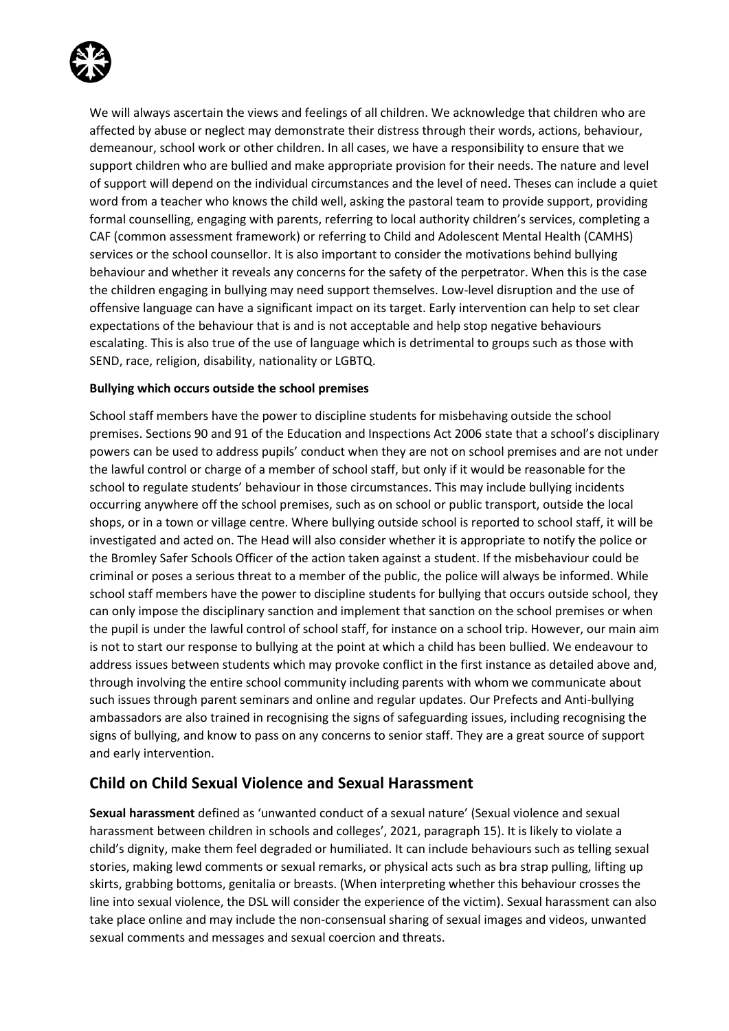We will always ascertain the views and feelings of all children. We acknowledge that children who are affected by abuse or neglect may demonstrate their distress through their words, actions, behaviour, demeanour, school work or other children. In all cases, we have a responsibility to ensure that we support children who are bullied and make appropriate provision for their needs. The nature and level of support will depend on the individual circumstances and the level of need. Theses can include a quiet word from a teacher who knows the child well, asking the pastoral team to provide support, providing formal counselling, engaging with parents, referring to local authority children's services, completing a CAF (common assessment framework) or referring to Child and Adolescent Mental Health (CAMHS) services or the school counsellor. It is also important to consider the motivations behind bullying behaviour and whether it reveals any concerns for the safety of the perpetrator. When this is the case the children engaging in bullying may need support themselves. Low-level disruption and the use of offensive language can have a significant impact on its target. Early intervention can help to set clear expectations of the behaviour that is and is not acceptable and help stop negative behaviours escalating. This is also true of the use of language which is detrimental to groups such as those with SEND, race, religion, disability, nationality or LGBTQ.

**Bullying which occurs outside the school premises**

School staff members have the power to discipline students for misbehaving outside the school premises. Sections 90 and 91 of the Education and Inspections Act 2006 state that a school's disciplinary powers can be used to address pupils' conduct when they are not on school premises and are not under the lawful control or charge of a member of school staff, but only if it would be reasonable for the school to regulate students' behaviour in those circumstances. This may include bullying incidents occurring anywhere off the school premises, such as on school or public transport, outside the local shops, or in a town or village centre. Where bullying outside school is reported to school staff, it will be investigated and acted on. The Head will also consider whether it is appropriate to notify the police or the Bromley Safer Schools Officer of the action taken against a student. If the misbehaviour could be criminal or poses a serious threat to a member of the public, the police will always be informed. While school staff members have the power to discipline students for bullying that occurs outside school, they can only impose the disciplinary sanction and implement that sanction on the school premises or when the pupil is under the lawful control of school staff, for instance on a school trip. However, our main aim is not to start our response to bullying at the point at which a child has been bullied. We endeavour to address issues between students which may provoke conflict in the first instance as detailed above and, through involving the entire school community including parents with whom we communicate about such issues through parent seminars and online and regular updates. Our Prefects and Anti-bullying ambassadors are also trained in recognising the signs of safeguarding issues, including recognising the signs of bullying, and know to pass on any concerns to senior staff. They are a great source of support and early intervention.

## Child on Child Sexual Violence and Sexual Harassment

**Sexual harassment** defined as 'unwanted conduct of a sexual nature' (Sexual violence and sexual harassment between children in schools and colleges', 2021, paragraph 15). It is likely to violate a child's dignity, make them feel degraded or humiliated. It can include behaviours such as telling sexual stories, making lewd comments or sexual remarks, or physical acts such as bra strap pulling, lifting up skirts, grabbing bottoms, genitalia or breasts. (When interpreting whether this behaviour crosses the line into sexual violence, the DSL will consider the experience of the victim). Sexual harassment can also take place online and may include the non-consensual sharing of sexual images and videos, unwanted sexual comments and messages and sexual coercion and threats.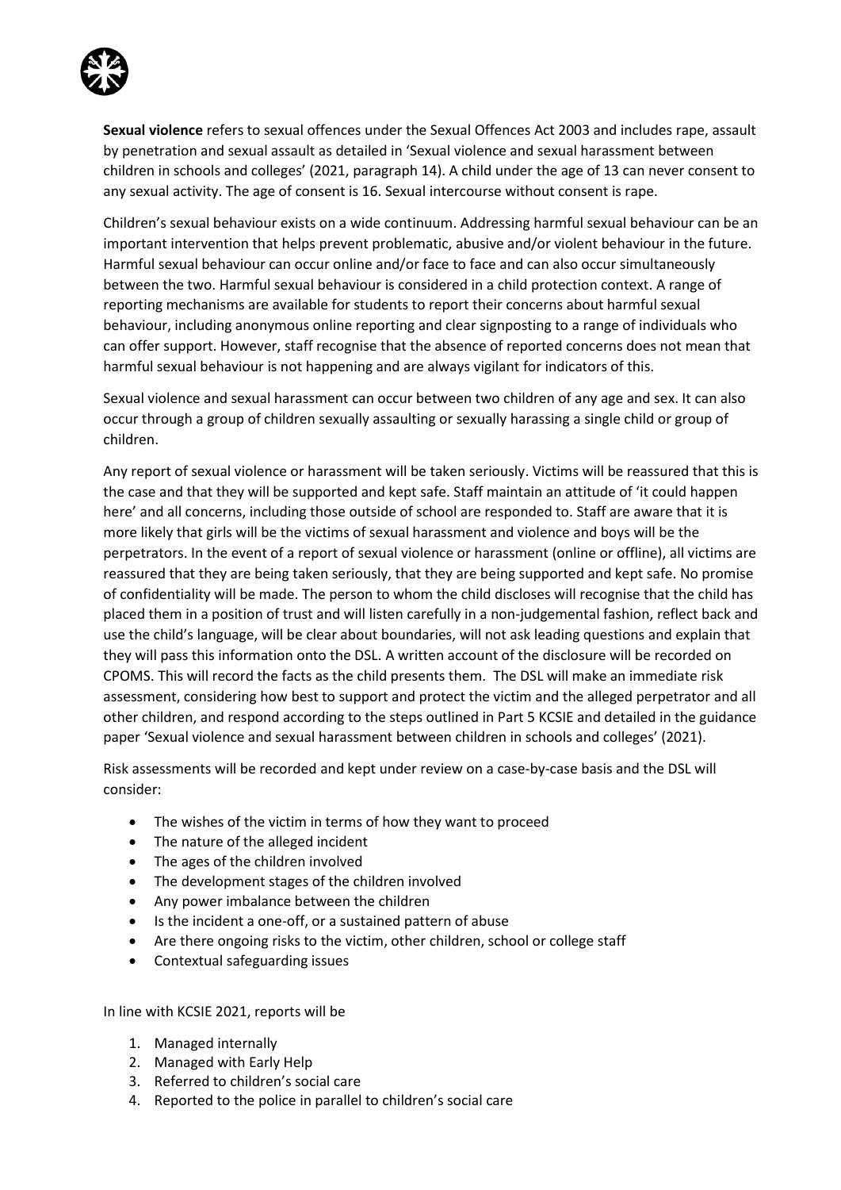**Sexual violence** refers to sexual offences under the Sexual Offences Act 2003 and includes rape, assault by penetration and sexual assault as detailed in 'Sexual violence and sexual harassment between children in schools and colleges' (2021, paragraph 14). A child under the age of 13 can never consent to any sexual activity. The age of consent is 16. Sexual intercourse without consent is rape.

Children's sexual behaviour exists on a wide continuum. Addressing harmful sexual behaviour can be an important intervention that helps prevent problematic, abusive and/or violent behaviour in the future. Harmful sexual behaviour can occur online and/or face to face and can also occur simultaneously between the two. Harmful sexual behaviour is considered in a child protection context. A range of reporting mechanisms are available for students to report their concerns about harmful sexual behaviour, including anonymous online reporting and clear signposting to a range of individuals who can offer support. However, staff recognise that the absence of reported concerns does not mean that harmful sexual behaviour is not happening and are always vigilant for indicators of this.

Sexual violence and sexual harassment can occur between two children of any age and sex. It can also occur through a group of children sexually assaulting or sexually harassing a single child or group of children.

Any report of sexual violence or harassment will be taken seriously. Victims will be reassured that this is the case and that they will be supported and kept safe. Staff maintain an attitude of 'it could happen here' and all concerns, including those outside of school are responded to. Staff are aware that it is more likely that girls will be the victims of sexual harassment and violence and boys will be the perpetrators. In the event of a report of sexual violence or harassment (online or offline), all victims are reassured that they are being taken seriously, that they are being supported and kept safe. No promise of confidentiality will be made. The person to whom the child discloses will recognise that the child has placed them in a position of trust and will listen carefully in a non-judgemental fashion, reflect back and use the child's language, will be clear about boundaries, will not ask leading questions and explain that they will pass this information onto the DSL. A written account of the disclosure will be recorded on CPOMS. This will record the facts as the child presents them. The DSL will make an immediate risk assessment, considering how best to support and protect the victim and the alleged perpetrator and all other children, and respond according to the steps outlined in Part 5 KCSIE and detailed in the guidance paper 'Sexual violence and sexual harassment between children in schools and colleges' (2021).

Risk assessments will be recorded and kept under review on a case-by-case basis and the DSL will consider:

- The wishes of the victim in terms of how they want to proceed
- The nature of the alleged incident
- The ages of the children involved
- The development stages of the children involved
- Any power imbalance between the children
- Is the incident a one-off, or a sustained pattern of abuse
- Are there ongoing risks to the victim, other children, school or college staff
- Contextual safeguarding issues

In line with KCSIE 2021, reports will be

1. Managed internally
2. Managed with Early Help
3. Referred to children's social care
4. Reported to the police in parallel to children's social care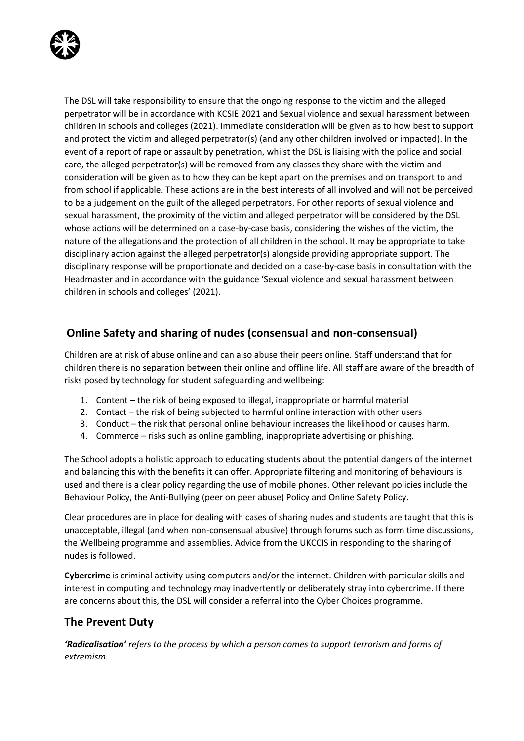The DSL will take responsibility to ensure that the ongoing response to the victim and the alleged perpetrator will be in accordance with KCSIE 2021 and Sexual violence and sexual harassment between children in schools and colleges (2021). Immediate consideration will be given as to how best to support and protect the victim and alleged perpetrator(s) (and any other children involved or impacted). In the event of a report of rape or assault by penetration, whilst the DSL is liaising with the police and social care, the alleged perpetrator(s) will be removed from any classes they share with the victim and consideration will be given as to how they can be kept apart on the premises and on transport to and from school if applicable. These actions are in the best interests of all involved and will not be perceived to be a judgement on the guilt of the alleged perpetrators. For other reports of sexual violence and sexual harassment, the proximity of the victim and alleged perpetrator will be considered by the DSL whose actions will be determined on a case-by-case basis, considering the wishes of the victim, the nature of the allegations and the protection of all children in the school. It may be appropriate to take disciplinary action against the alleged perpetrator(s) alongside providing appropriate support. The disciplinary response will be proportionate and decided on a case-by-case basis in consultation with the Headmaster and in accordance with the guidance 'Sexual violence and sexual harassment between children in schools and colleges' (2021).

## Online Safety and sharing of nudes (consensual and non-consensual)

Children are at risk of abuse online and can also abuse their peers online. Staff understand that for children there is no separation between their online and offline life. All staff are aware of the breadth of risks posed by technology for student safeguarding and wellbeing:

1. Content – the risk of being exposed to illegal, inappropriate or harmful material
2. Contact – the risk of being subjected to harmful online interaction with other users
3. Conduct – the risk that personal online behaviour increases the likelihood or causes harm.
4. Commerce – risks such as online gambling, inappropriate advertising or phishing.

The School adopts a holistic approach to educating students about the potential dangers of the internet and balancing this with the benefits it can offer. Appropriate filtering and monitoring of behaviours is used and there is a clear policy regarding the use of mobile phones. Other relevant policies include the Behaviour Policy, the Anti-Bullying (peer on peer abuse) Policy and Online Safety Policy.

Clear procedures are in place for dealing with cases of sharing nudes and students are taught that this is unacceptable, illegal (and when non-consensual abusive) through forums such as form time discussions, the Wellbeing programme and assemblies. Advice from the UKCCIS in responding to the sharing of nudes is followed.

**Cybercrime** is criminal activity using computers and/or the internet. Children with particular skills and interest in computing and technology may inadvertently or deliberately stray into cybercrime. If there are concerns about this, the DSL will consider a referral into the Cyber Choices programme.

## The Prevent Duty

***'Radicalisation'*** *refers to the process by which a person comes to support terrorism and forms of extremism.*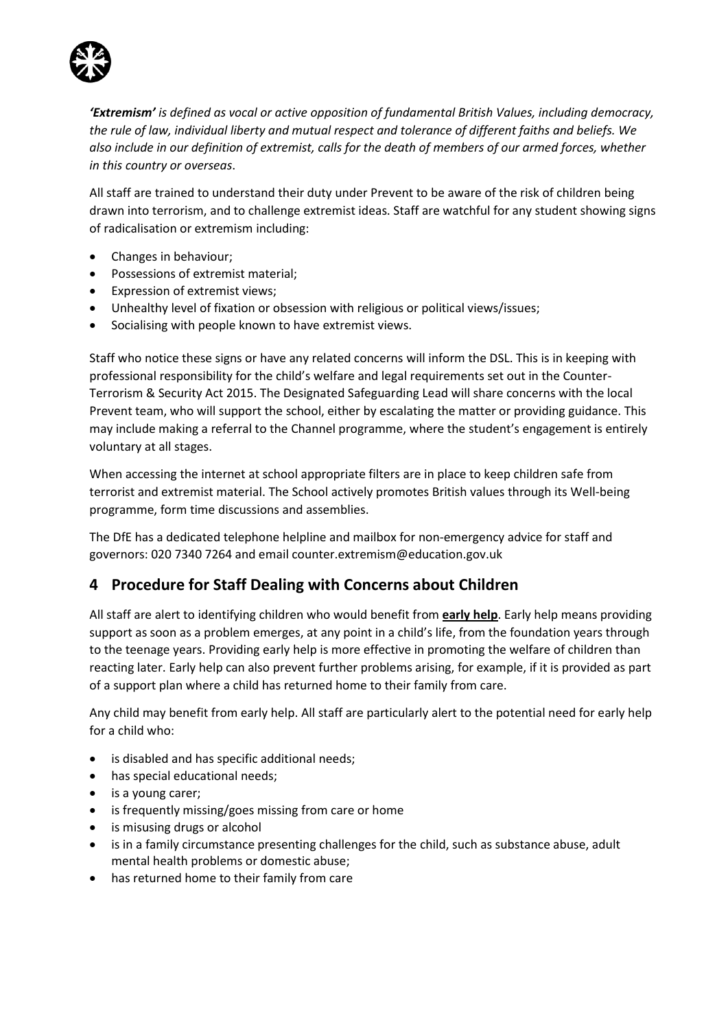***'Extremism'*** *is defined as vocal or active opposition of fundamental British Values, including democracy, the rule of law, individual liberty and mutual respect and tolerance of different faiths and beliefs. We also include in our definition of extremist, calls for the death of members of our armed forces, whether in this country or overseas*.

All staff are trained to understand their duty under Prevent to be aware of the risk of children being drawn into terrorism, and to challenge extremist ideas. Staff are watchful for any student showing signs of radicalisation or extremism including:

- Changes in behaviour;
- Possessions of extremist material;
- Expression of extremist views;
- Unhealthy level of fixation or obsession with religious or political views/issues;
- Socialising with people known to have extremist views.

Staff who notice these signs or have any related concerns will inform the DSL. This is in keeping with professional responsibility for the child's welfare and legal requirements set out in the Counter-Terrorism & Security Act 2015. The Designated Safeguarding Lead will share concerns with the local Prevent team, who will support the school, either by escalating the matter or providing guidance. This may include making a referral to the Channel programme, where the student's engagement is entirely voluntary at all stages.

When accessing the internet at school appropriate filters are in place to keep children safe from terrorist and extremist material. The School actively promotes British values through its Well-being programme, form time discussions and assemblies.

The DfE has a dedicated telephone helpline and mailbox for non-emergency advice for staff and governors: 020 7340 7264 and email counter.extremism@education.gov.uk

## 4 Procedure for Staff Dealing with Concerns about Children

All staff are alert to identifying children who would benefit from **early help**. Early help means providing support as soon as a problem emerges, at any point in a child's life, from the foundation years through to the teenage years. Providing early help is more effective in promoting the welfare of children than reacting later. Early help can also prevent further problems arising, for example, if it is provided as part of a support plan where a child has returned home to their family from care.

Any child may benefit from early help. All staff are particularly alert to the potential need for early help for a child who:

- is disabled and has specific additional needs;
- has special educational needs;
- is a young carer;
- is frequently missing/goes missing from care or home
- is misusing drugs or alcohol
- is in a family circumstance presenting challenges for the child, such as substance abuse, adult mental health problems or domestic abuse;
- has returned home to their family from care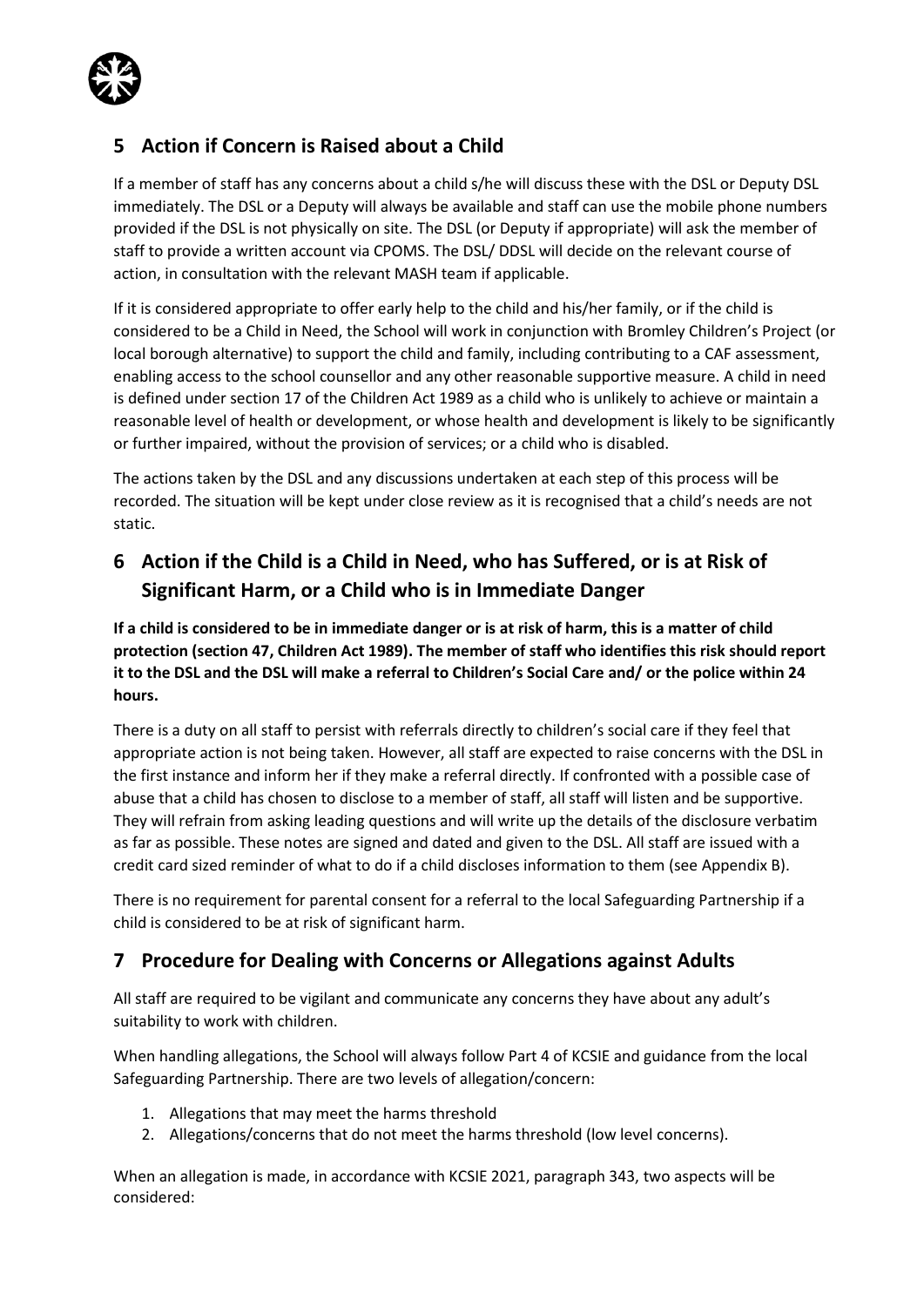## 5 Action if Concern is Raised about a Child

If a member of staff has any concerns about a child s/he will discuss these with the DSL or Deputy DSL immediately. The DSL or a Deputy will always be available and staff can use the mobile phone numbers provided if the DSL is not physically on site. The DSL (or Deputy if appropriate) will ask the member of staff to provide a written account via CPOMS. The DSL/ DDSL will decide on the relevant course of action, in consultation with the relevant MASH team if applicable.

If it is considered appropriate to offer early help to the child and his/her family, or if the child is considered to be a Child in Need, the School will work in conjunction with Bromley Children's Project (or local borough alternative) to support the child and family, including contributing to a CAF assessment, enabling access to the school counsellor and any other reasonable supportive measure. A child in need is defined under section 17 of the Children Act 1989 as a child who is unlikely to achieve or maintain a reasonable level of health or development, or whose health and development is likely to be significantly or further impaired, without the provision of services; or a child who is disabled.

The actions taken by the DSL and any discussions undertaken at each step of this process will be recorded. The situation will be kept under close review as it is recognised that a child's needs are not static.

## 6 Action if the Child is a Child in Need, who has Suffered, or is at Risk of Significant Harm, or a Child who is in Immediate Danger

**If a child is considered to be in immediate danger or is at risk of harm, this is a matter of child protection (section 47, Children Act 1989). The member of staff who identifies this risk should report it to the DSL and the DSL will make a referral to Children's Social Care and/ or the police within 24 hours.**

There is a duty on all staff to persist with referrals directly to children's social care if they feel that appropriate action is not being taken. However, all staff are expected to raise concerns with the DSL in the first instance and inform her if they make a referral directly. If confronted with a possible case of abuse that a child has chosen to disclose to a member of staff, all staff will listen and be supportive. They will refrain from asking leading questions and will write up the details of the disclosure verbatim as far as possible. These notes are signed and dated and given to the DSL. All staff are issued with a credit card sized reminder of what to do if a child discloses information to them (see Appendix B).

There is no requirement for parental consent for a referral to the local Safeguarding Partnership if a child is considered to be at risk of significant harm.

## 7 Procedure for Dealing with Concerns or Allegations against Adults

All staff are required to be vigilant and communicate any concerns they have about any adult's suitability to work with children.

When handling allegations, the School will always follow Part 4 of KCSIE and guidance from the local Safeguarding Partnership. There are two levels of allegation/concern:

1. Allegations that may meet the harms threshold
2. Allegations/concerns that do not meet the harms threshold (low level concerns).

When an allegation is made, in accordance with KCSIE 2021, paragraph 343, two aspects will be considered: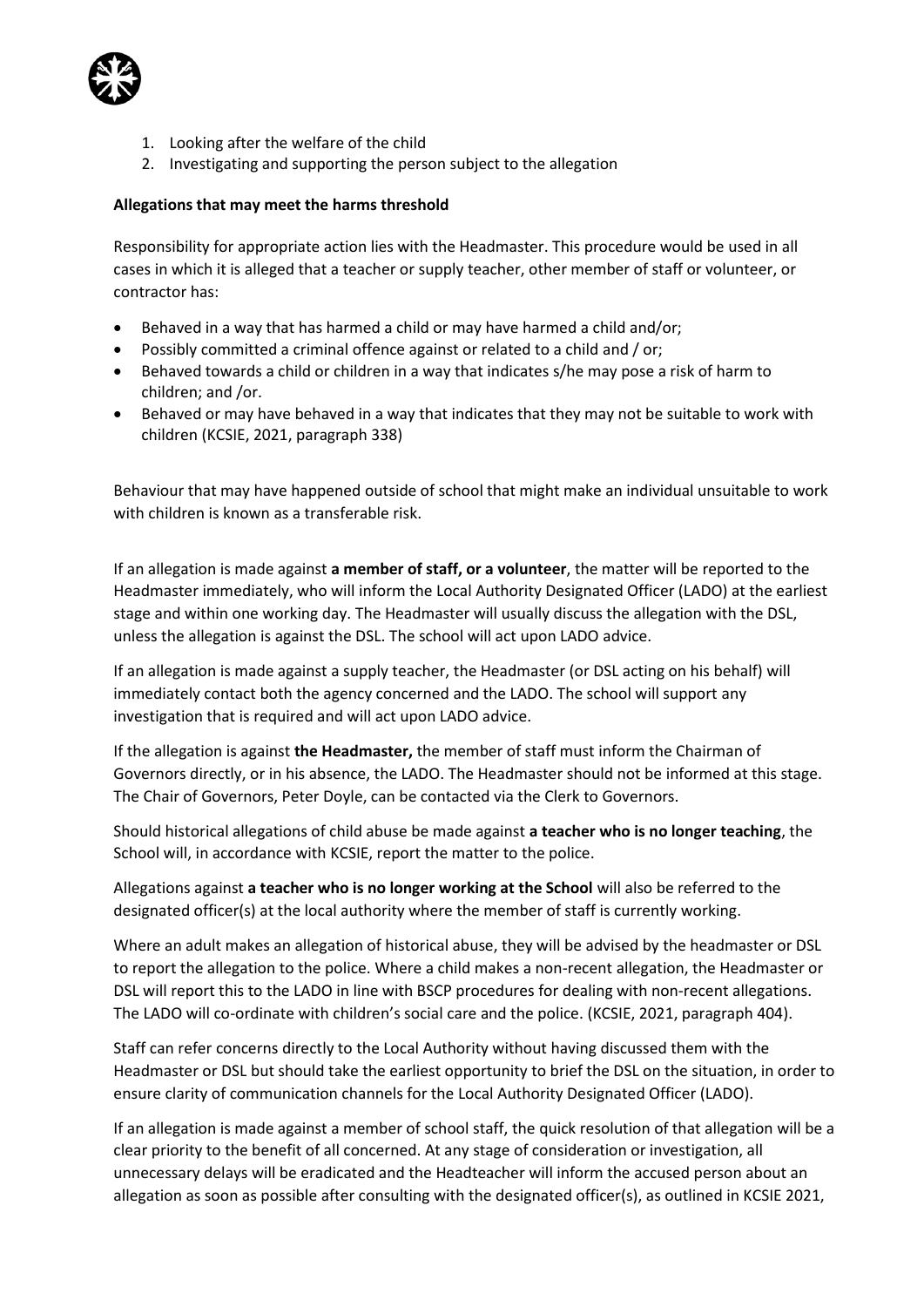1. Looking after the welfare of the child
2. Investigating and supporting the person subject to the allegation

**Allegations that may meet the harms threshold**

Responsibility for appropriate action lies with the Headmaster. This procedure would be used in all cases in which it is alleged that a teacher or supply teacher, other member of staff or volunteer, or contractor has:

- Behaved in a way that has harmed a child or may have harmed a child and/or;
- Possibly committed a criminal offence against or related to a child and / or;
- Behaved towards a child or children in a way that indicates s/he may pose a risk of harm to children; and /or.
- Behaved or may have behaved in a way that indicates that they may not be suitable to work with children (KCSIE, 2021, paragraph 338)

Behaviour that may have happened outside of school that might make an individual unsuitable to work with children is known as a transferable risk.

If an allegation is made against **a member of staff, or a volunteer**, the matter will be reported to the Headmaster immediately, who will inform the Local Authority Designated Officer (LADO) at the earliest stage and within one working day. The Headmaster will usually discuss the allegation with the DSL, unless the allegation is against the DSL. The school will act upon LADO advice.

If an allegation is made against a supply teacher, the Headmaster (or DSL acting on his behalf) will immediately contact both the agency concerned and the LADO. The school will support any investigation that is required and will act upon LADO advice.

If the allegation is against **the Headmaster,** the member of staff must inform the Chairman of Governors directly, or in his absence, the LADO. The Headmaster should not be informed at this stage. The Chair of Governors, Peter Doyle, can be contacted via the Clerk to Governors.

Should historical allegations of child abuse be made against **a teacher who is no longer teaching**, the School will, in accordance with KCSIE, report the matter to the police.

Allegations against **a teacher who is no longer working at the School** will also be referred to the designated officer(s) at the local authority where the member of staff is currently working.

Where an adult makes an allegation of historical abuse, they will be advised by the headmaster or DSL to report the allegation to the police. Where a child makes a non-recent allegation, the Headmaster or DSL will report this to the LADO in line with BSCP procedures for dealing with non-recent allegations. The LADO will co-ordinate with children's social care and the police. (KCSIE, 2021, paragraph 404).

Staff can refer concerns directly to the Local Authority without having discussed them with the Headmaster or DSL but should take the earliest opportunity to brief the DSL on the situation, in order to ensure clarity of communication channels for the Local Authority Designated Officer (LADO).

If an allegation is made against a member of school staff, the quick resolution of that allegation will be a clear priority to the benefit of all concerned. At any stage of consideration or investigation, all unnecessary delays will be eradicated and the Headteacher will inform the accused person about an allegation as soon as possible after consulting with the designated officer(s), as outlined in KCSIE 2021,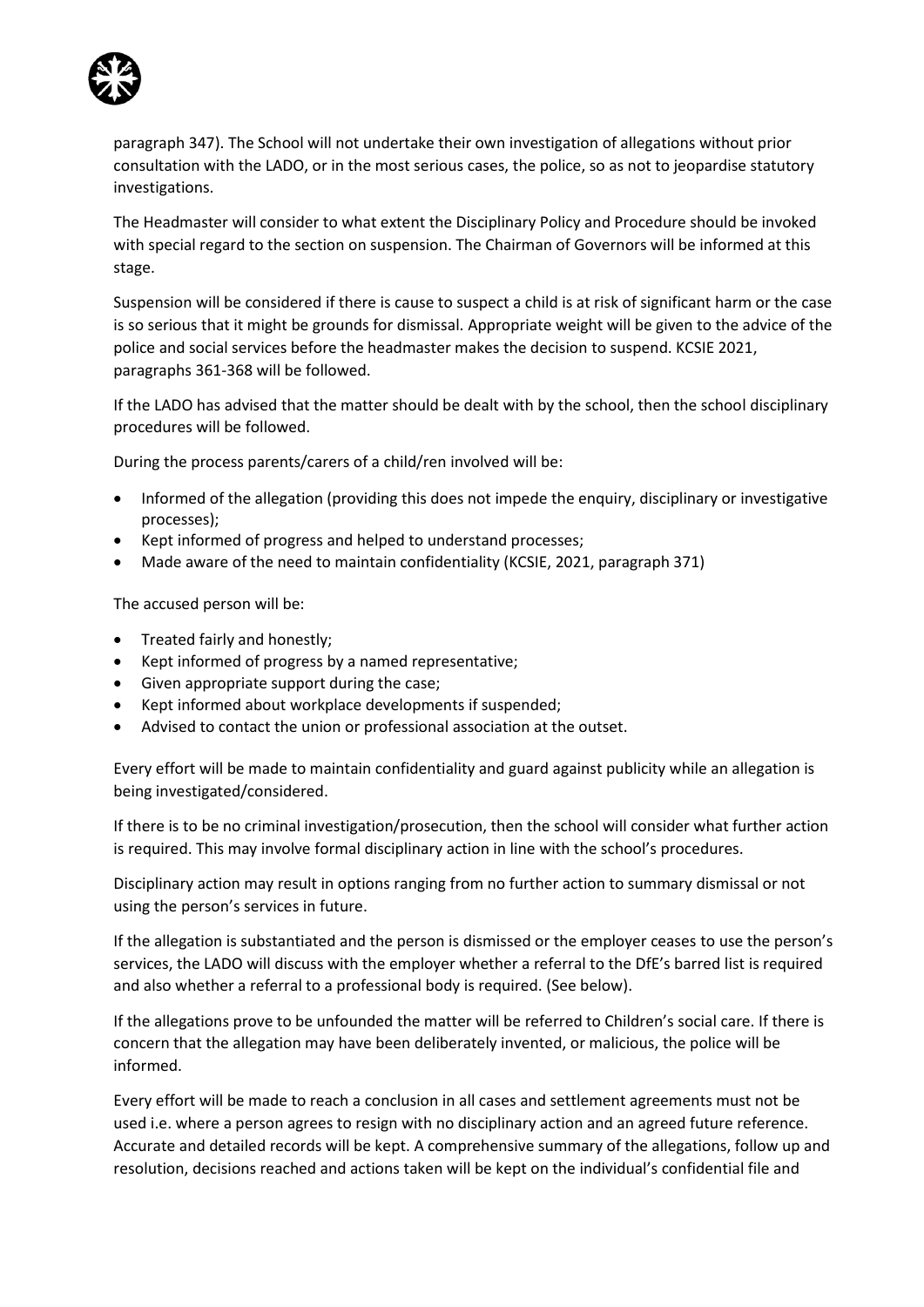paragraph 347). The School will not undertake their own investigation of allegations without prior consultation with the LADO, or in the most serious cases, the police, so as not to jeopardise statutory investigations.

The Headmaster will consider to what extent the Disciplinary Policy and Procedure should be invoked with special regard to the section on suspension. The Chairman of Governors will be informed at this stage.

Suspension will be considered if there is cause to suspect a child is at risk of significant harm or the case is so serious that it might be grounds for dismissal. Appropriate weight will be given to the advice of the police and social services before the headmaster makes the decision to suspend. KCSIE 2021, paragraphs 361-368 will be followed.

If the LADO has advised that the matter should be dealt with by the school, then the school disciplinary procedures will be followed.

During the process parents/carers of a child/ren involved will be:

- Informed of the allegation (providing this does not impede the enquiry, disciplinary or investigative processes);
- Kept informed of progress and helped to understand processes;
- Made aware of the need to maintain confidentiality (KCSIE, 2021, paragraph 371)

The accused person will be:

- Treated fairly and honestly;
- Kept informed of progress by a named representative;
- Given appropriate support during the case;
- Kept informed about workplace developments if suspended;
- Advised to contact the union or professional association at the outset.

Every effort will be made to maintain confidentiality and guard against publicity while an allegation is being investigated/considered.

If there is to be no criminal investigation/prosecution, then the school will consider what further action is required. This may involve formal disciplinary action in line with the school's procedures.

Disciplinary action may result in options ranging from no further action to summary dismissal or not using the person's services in future.

If the allegation is substantiated and the person is dismissed or the employer ceases to use the person's services, the LADO will discuss with the employer whether a referral to the DfE's barred list is required and also whether a referral to a professional body is required. (See below).

If the allegations prove to be unfounded the matter will be referred to Children's social care. If there is concern that the allegation may have been deliberately invented, or malicious, the police will be informed.

Every effort will be made to reach a conclusion in all cases and settlement agreements must not be used i.e. where a person agrees to resign with no disciplinary action and an agreed future reference. Accurate and detailed records will be kept. A comprehensive summary of the allegations, follow up and resolution, decisions reached and actions taken will be kept on the individual's confidential file and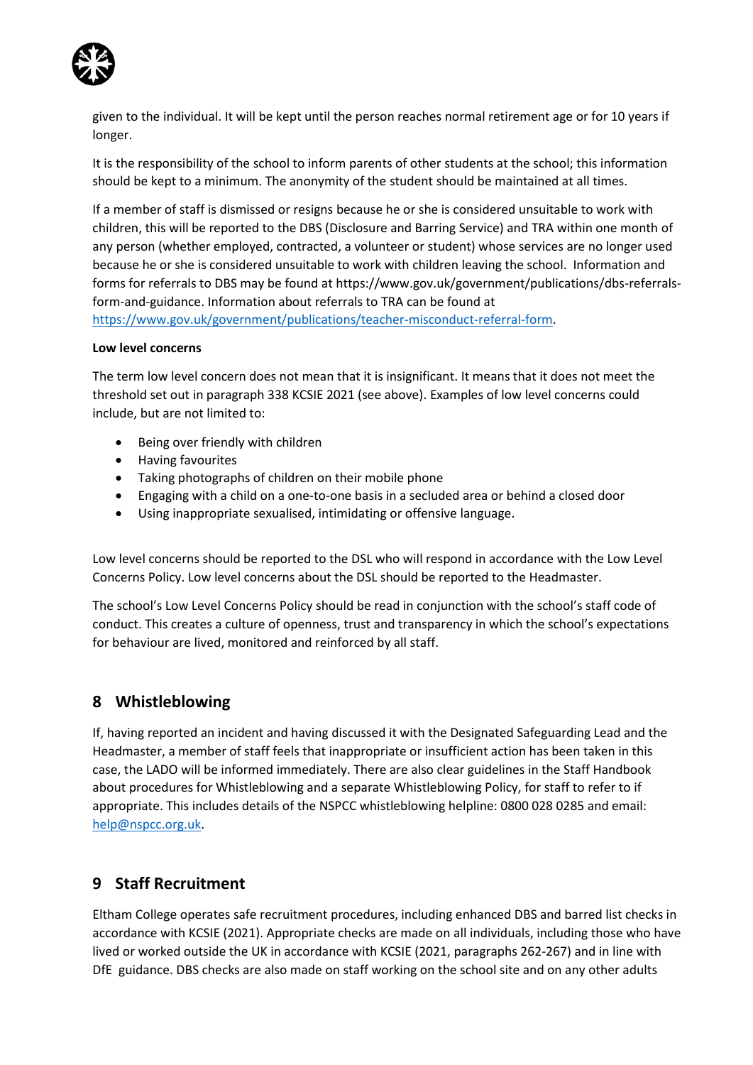given to the individual. It will be kept until the person reaches normal retirement age or for 10 years if longer.

It is the responsibility of the school to inform parents of other students at the school; this information should be kept to a minimum. The anonymity of the student should be maintained at all times.

If a member of staff is dismissed or resigns because he or she is considered unsuitable to work with children, this will be reported to the DBS (Disclosure and Barring Service) and TRA within one month of any person (whether employed, contracted, a volunteer or student) whose services are no longer used because he or she is considered unsuitable to work with children leaving the school. Information and forms for referrals to DBS may be found at https://www.gov.uk/government/publications/dbs-referrals-form-and-guidance. Information about referrals to TRA can be found at https://www.gov.uk/government/publications/teacher-misconduct-referral-form.

**Low level concerns**

The term low level concern does not mean that it is insignificant. It means that it does not meet the threshold set out in paragraph 338 KCSIE 2021 (see above). Examples of low level concerns could include, but are not limited to:

- Being over friendly with children
- Having favourites
- Taking photographs of children on their mobile phone
- Engaging with a child on a one-to-one basis in a secluded area or behind a closed door
- Using inappropriate sexualised, intimidating or offensive language.

Low level concerns should be reported to the DSL who will respond in accordance with the Low Level Concerns Policy. Low level concerns about the DSL should be reported to the Headmaster.

The school's Low Level Concerns Policy should be read in conjunction with the school's staff code of conduct. This creates a culture of openness, trust and transparency in which the school's expectations for behaviour are lived, monitored and reinforced by all staff.

## 8 Whistleblowing

If, having reported an incident and having discussed it with the Designated Safeguarding Lead and the Headmaster, a member of staff feels that inappropriate or insufficient action has been taken in this case, the LADO will be informed immediately. There are also clear guidelines in the Staff Handbook about procedures for Whistleblowing and a separate Whistleblowing Policy, for staff to refer to if appropriate. This includes details of the NSPCC whistleblowing helpline: 0800 028 0285 and email: help@nspcc.org.uk.

## 9 Staff Recruitment

Eltham College operates safe recruitment procedures, including enhanced DBS and barred list checks in accordance with KCSIE (2021). Appropriate checks are made on all individuals, including those who have lived or worked outside the UK in accordance with KCSIE (2021, paragraphs 262-267) and in line with DfE guidance. DBS checks are also made on staff working on the school site and on any other adults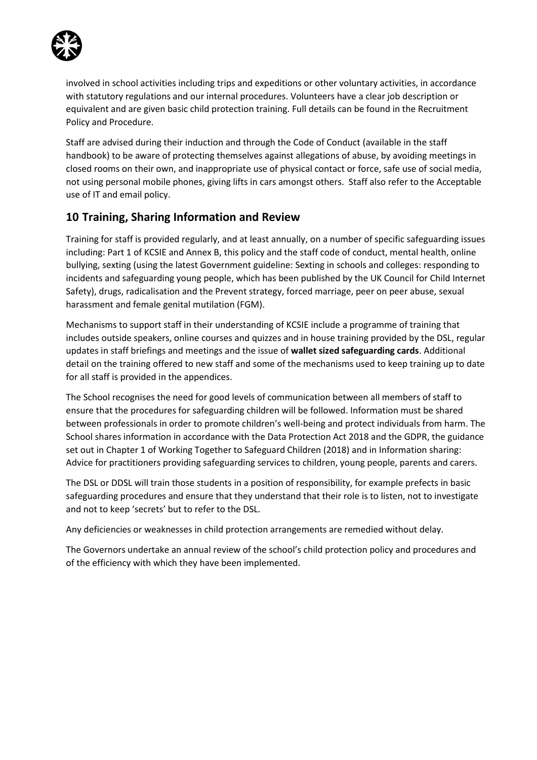involved in school activities including trips and expeditions or other voluntary activities, in accordance with statutory regulations and our internal procedures. Volunteers have a clear job description or equivalent and are given basic child protection training. Full details can be found in the Recruitment Policy and Procedure.

Staff are advised during their induction and through the Code of Conduct (available in the staff handbook) to be aware of protecting themselves against allegations of abuse, by avoiding meetings in closed rooms on their own, and inappropriate use of physical contact or force, safe use of social media, not using personal mobile phones, giving lifts in cars amongst others. Staff also refer to the Acceptable use of IT and email policy.

## 10 Training, Sharing Information and Review

Training for staff is provided regularly, and at least annually, on a number of specific safeguarding issues including: Part 1 of KCSIE and Annex B, this policy and the staff code of conduct, mental health, online bullying, sexting (using the latest Government guideline: Sexting in schools and colleges: responding to incidents and safeguarding young people, which has been published by the UK Council for Child Internet Safety), drugs, radicalisation and the Prevent strategy, forced marriage, peer on peer abuse, sexual harassment and female genital mutilation (FGM).

Mechanisms to support staff in their understanding of KCSIE include a programme of training that includes outside speakers, online courses and quizzes and in house training provided by the DSL, regular updates in staff briefings and meetings and the issue of **wallet sized safeguarding cards**. Additional detail on the training offered to new staff and some of the mechanisms used to keep training up to date for all staff is provided in the appendices.

The School recognises the need for good levels of communication between all members of staff to ensure that the procedures for safeguarding children will be followed. Information must be shared between professionals in order to promote children's well-being and protect individuals from harm. The School shares information in accordance with the Data Protection Act 2018 and the GDPR, the guidance set out in Chapter 1 of Working Together to Safeguard Children (2018) and in Information sharing: Advice for practitioners providing safeguarding services to children, young people, parents and carers.

The DSL or DDSL will train those students in a position of responsibility, for example prefects in basic safeguarding procedures and ensure that they understand that their role is to listen, not to investigate and not to keep 'secrets' but to refer to the DSL.

Any deficiencies or weaknesses in child protection arrangements are remedied without delay.

The Governors undertake an annual review of the school's child protection policy and procedures and of the efficiency with which they have been implemented.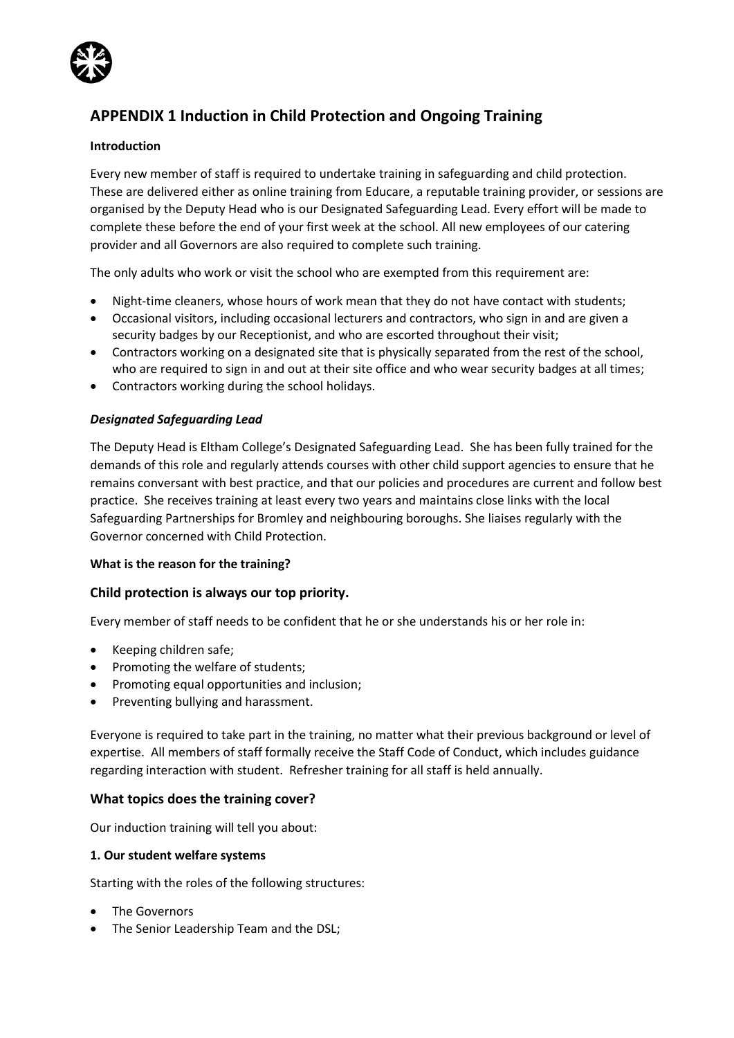## APPENDIX 1 Induction in Child Protection and Ongoing Training

**Introduction**

Every new member of staff is required to undertake training in safeguarding and child protection. These are delivered either as online training from Educare, a reputable training provider, or sessions are organised by the Deputy Head who is our Designated Safeguarding Lead. Every effort will be made to complete these before the end of your first week at the school. All new employees of our catering provider and all Governors are also required to complete such training.

The only adults who work or visit the school who are exempted from this requirement are:

- Night-time cleaners, whose hours of work mean that they do not have contact with students;
- Occasional visitors, including occasional lecturers and contractors, who sign in and are given a security badges by our Receptionist, and who are escorted throughout their visit;
- Contractors working on a designated site that is physically separated from the rest of the school, who are required to sign in and out at their site office and who wear security badges at all times;
- Contractors working during the school holidays.

***Designated Safeguarding Lead***

The Deputy Head is Eltham College's Designated Safeguarding Lead. She has been fully trained for the demands of this role and regularly attends courses with other child support agencies to ensure that he remains conversant with best practice, and that our policies and procedures are current and follow best practice. She receives training at least every two years and maintains close links with the local Safeguarding Partnerships for Bromley and neighbouring boroughs. She liaises regularly with the Governor concerned with Child Protection.

**What is the reason for the training?**

### Child protection is always our top priority.

Every member of staff needs to be confident that he or she understands his or her role in:

- Keeping children safe;
- Promoting the welfare of students;
- Promoting equal opportunities and inclusion;
- Preventing bullying and harassment.

Everyone is required to take part in the training, no matter what their previous background or level of expertise. All members of staff formally receive the Staff Code of Conduct, which includes guidance regarding interaction with student. Refresher training for all staff is held annually.

### What topics does the training cover?

Our induction training will tell you about:

**1. Our student welfare systems**

Starting with the roles of the following structures:

- The Governors
- The Senior Leadership Team and the DSL;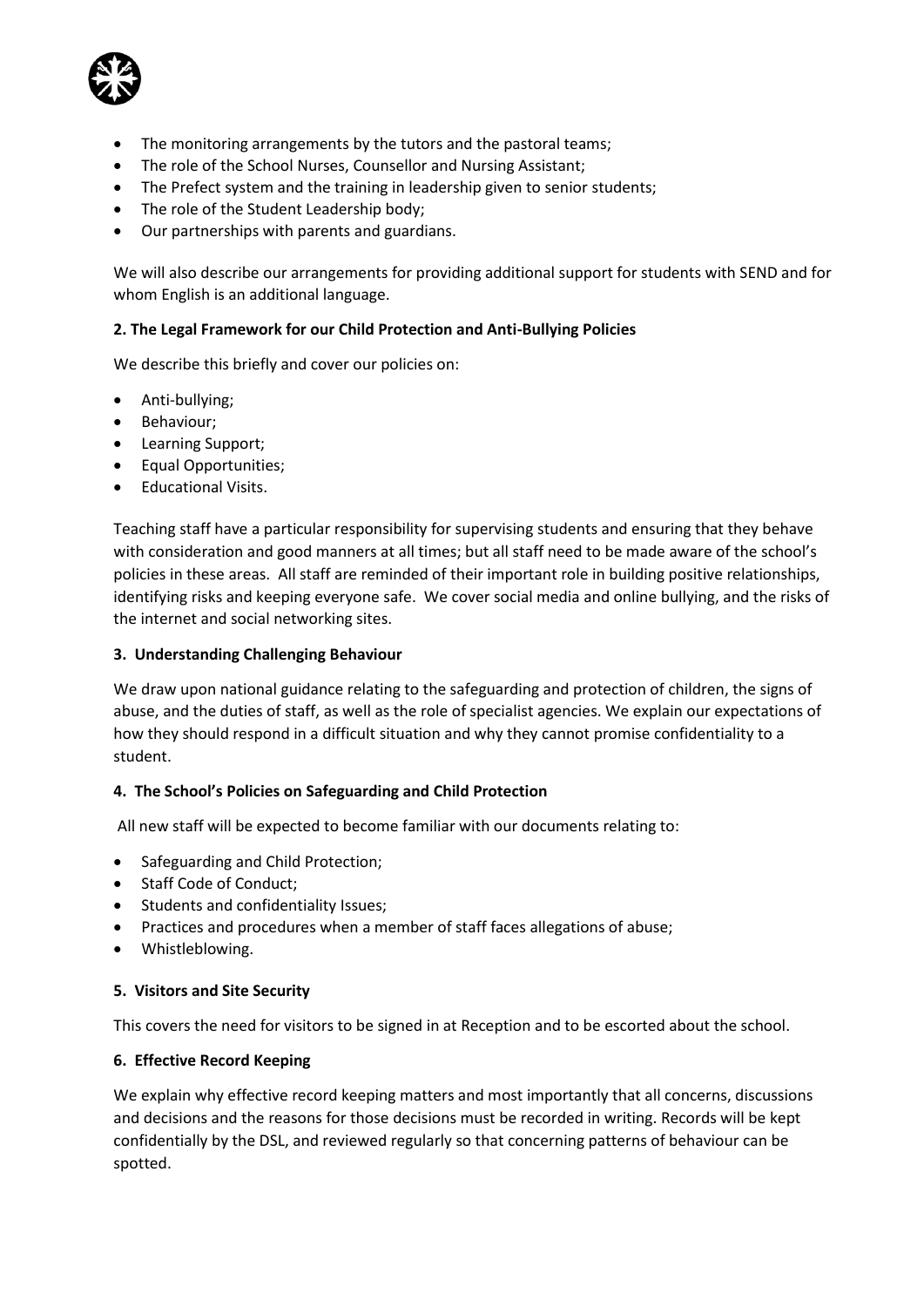- The monitoring arrangements by the tutors and the pastoral teams;
- The role of the School Nurses, Counsellor and Nursing Assistant;
- The Prefect system and the training in leadership given to senior students;
- The role of the Student Leadership body;
- Our partnerships with parents and guardians.

We will also describe our arrangements for providing additional support for students with SEND and for whom English is an additional language.

**2. The Legal Framework for our Child Protection and Anti-Bullying Policies**

We describe this briefly and cover our policies on:

- Anti-bullying;
- Behaviour;
- Learning Support;
- Equal Opportunities;
- Educational Visits.

Teaching staff have a particular responsibility for supervising students and ensuring that they behave with consideration and good manners at all times; but all staff need to be made aware of the school's policies in these areas. All staff are reminded of their important role in building positive relationships, identifying risks and keeping everyone safe. We cover social media and online bullying, and the risks of the internet and social networking sites.

**3. Understanding Challenging Behaviour**

We draw upon national guidance relating to the safeguarding and protection of children, the signs of abuse, and the duties of staff, as well as the role of specialist agencies. We explain our expectations of how they should respond in a difficult situation and why they cannot promise confidentiality to a student.

**4. The School's Policies on Safeguarding and Child Protection**

All new staff will be expected to become familiar with our documents relating to:

- Safeguarding and Child Protection;
- Staff Code of Conduct;
- Students and confidentiality Issues;
- Practices and procedures when a member of staff faces allegations of abuse;
- Whistleblowing.

**5. Visitors and Site Security**

This covers the need for visitors to be signed in at Reception and to be escorted about the school.

**6. Effective Record Keeping**

We explain why effective record keeping matters and most importantly that all concerns, discussions and decisions and the reasons for those decisions must be recorded in writing. Records will be kept confidentially by the DSL, and reviewed regularly so that concerning patterns of behaviour can be spotted.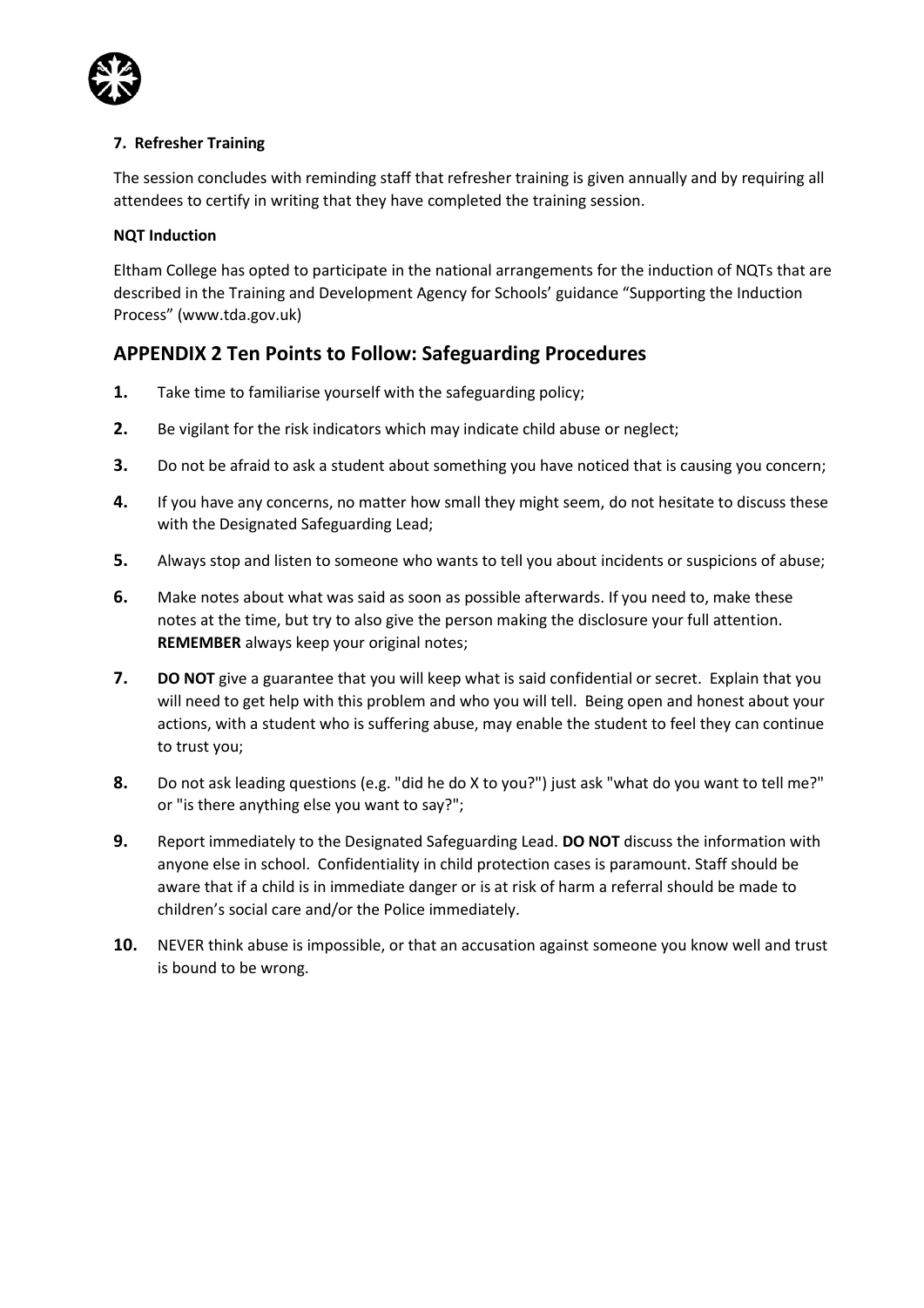**7. Refresher Training**

The session concludes with reminding staff that refresher training is given annually and by requiring all attendees to certify in writing that they have completed the training session.

**NQT Induction**

Eltham College has opted to participate in the national arrangements for the induction of NQTs that are described in the Training and Development Agency for Schools' guidance "Supporting the Induction Process" (www.tda.gov.uk)

## APPENDIX 2 Ten Points to Follow: Safeguarding Procedures

1. Take time to familiarise yourself with the safeguarding policy;
2. Be vigilant for the risk indicators which may indicate child abuse or neglect;
3. Do not be afraid to ask a student about something you have noticed that is causing you concern;
4. If you have any concerns, no matter how small they might seem, do not hesitate to discuss these with the Designated Safeguarding Lead;
5. Always stop and listen to someone who wants to tell you about incidents or suspicions of abuse;
6. Make notes about what was said as soon as possible afterwards. If you need to, make these notes at the time, but try to also give the person making the disclosure your full attention. **REMEMBER** always keep your original notes;
7. **DO NOT** give a guarantee that you will keep what is said confidential or secret. Explain that you will need to get help with this problem and who you will tell. Being open and honest about your actions, with a student who is suffering abuse, may enable the student to feel they can continue to trust you;
8. Do not ask leading questions (e.g. "did he do X to you?") just ask "what do you want to tell me?" or "is there anything else you want to say?";
9. Report immediately to the Designated Safeguarding Lead. **DO NOT** discuss the information with anyone else in school. Confidentiality in child protection cases is paramount. Staff should be aware that if a child is in immediate danger or is at risk of harm a referral should be made to children's social care and/or the Police immediately.
10. NEVER think abuse is impossible, or that an accusation against someone you know well and trust is bound to be wrong.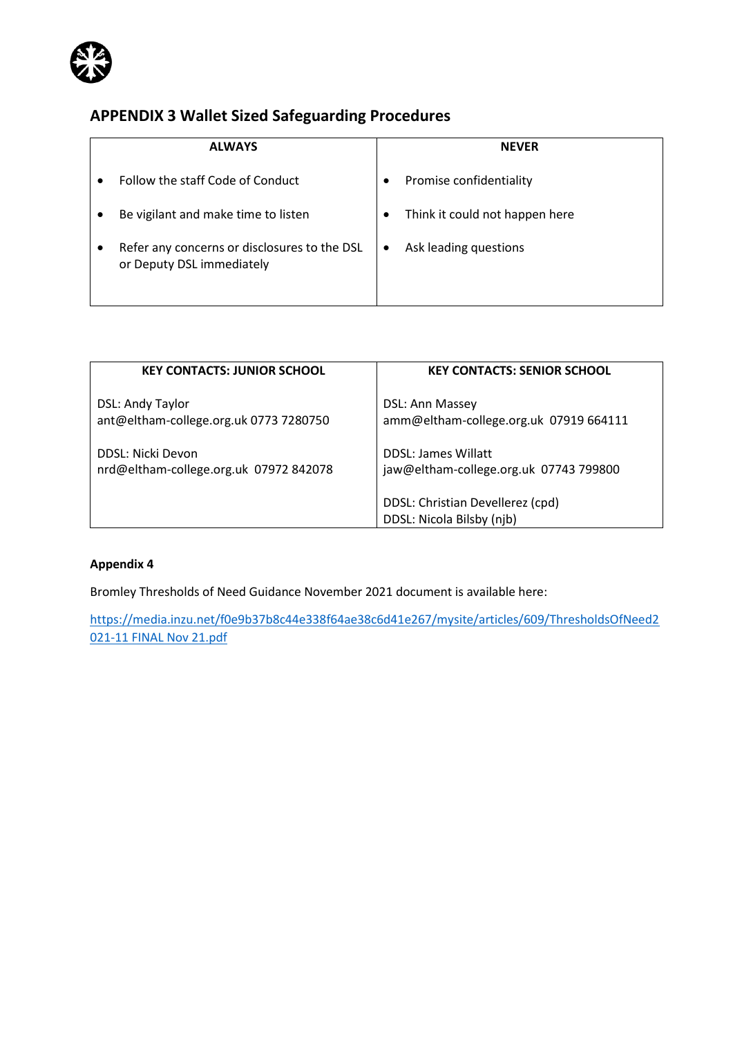## APPENDIX 3 Wallet Sized Safeguarding Procedures

| ALWAYS | NEVER |
|---|---|
| • Follow the staff Code of Conduct<br>• Be vigilant and make time to listen<br>• Refer any concerns or disclosures to the DSL or Deputy DSL immediately | • Promise confidentiality<br>• Think it could not happen here<br>• Ask leading questions |

| KEY CONTACTS: JUNIOR SCHOOL | KEY CONTACTS: SENIOR SCHOOL |
|---|---|
| DSL: Andy Taylor<br>ant@eltham-college.org.uk 0773 7280750 | DSL: Ann Massey<br>amm@eltham-college.org.uk 07919 664111 |
| DDSL: Nicki Devon<br>nrd@eltham-college.org.uk 07972 842078 | DDSL: James Willatt<br>jaw@eltham-college.org.uk 07743 799800 |
| | DDSL: Christian Devellerez (cpd)<br>DDSL: Nicola Bilsby (njb) |

**Appendix 4**

Bromley Thresholds of Need Guidance November 2021 document is available here:

[https://media.inzu.net/f0e9b37b8c44e338f64ae38c6d41e267/mysite/articles/609/ThresholdsOfNeed2021-11 FINAL Nov 21.pdf](https://media.inzu.net/f0e9b37b8c44e338f64ae38c6d41e267/mysite/articles/609/ThresholdsOfNeed2021-11 FINAL Nov 21.pdf)